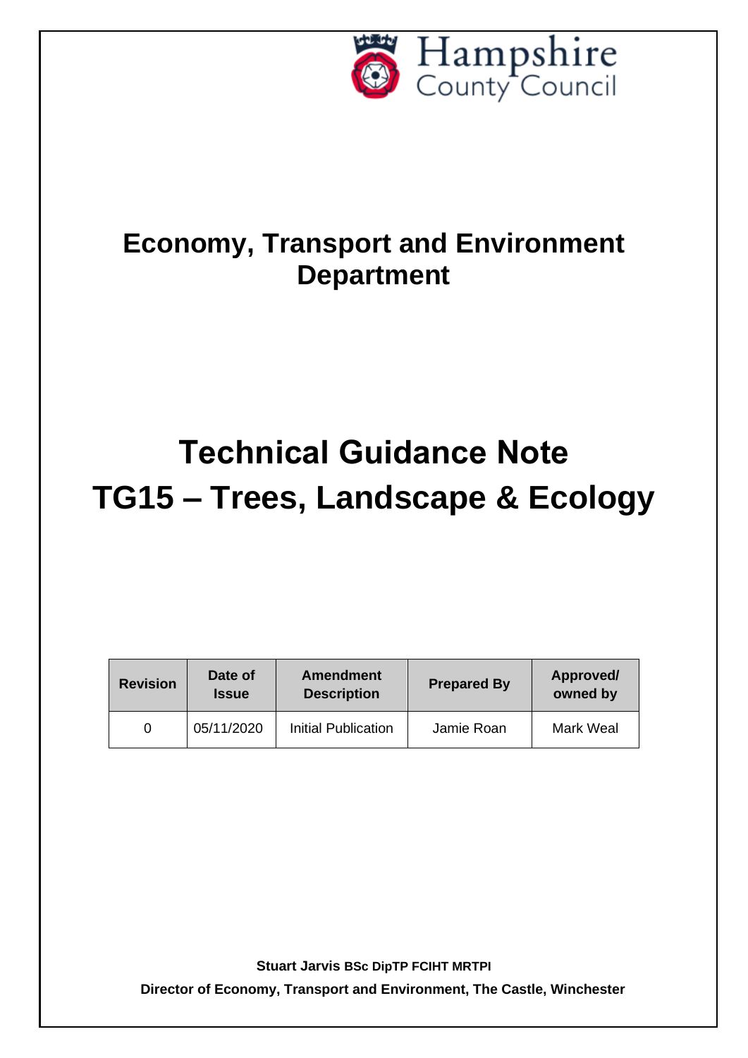Hampshire County Council

## Economy, Transport and Environment Department

# Technical Guidance Note TG15 – Trees, Landscape & Ecology

| Revision | Date of Issue | Amendment Description | Prepared By | Approved/ owned by |
|---|---|---|---|---|
| 0 | 05/11/2020 | Initial Publication | Jamie Roan | Mark Weal |

**Stuart Jarvis BSc DipTP FCIHT MRTPI**

**Director of Economy, Transport and Environment, The Castle, Winchester**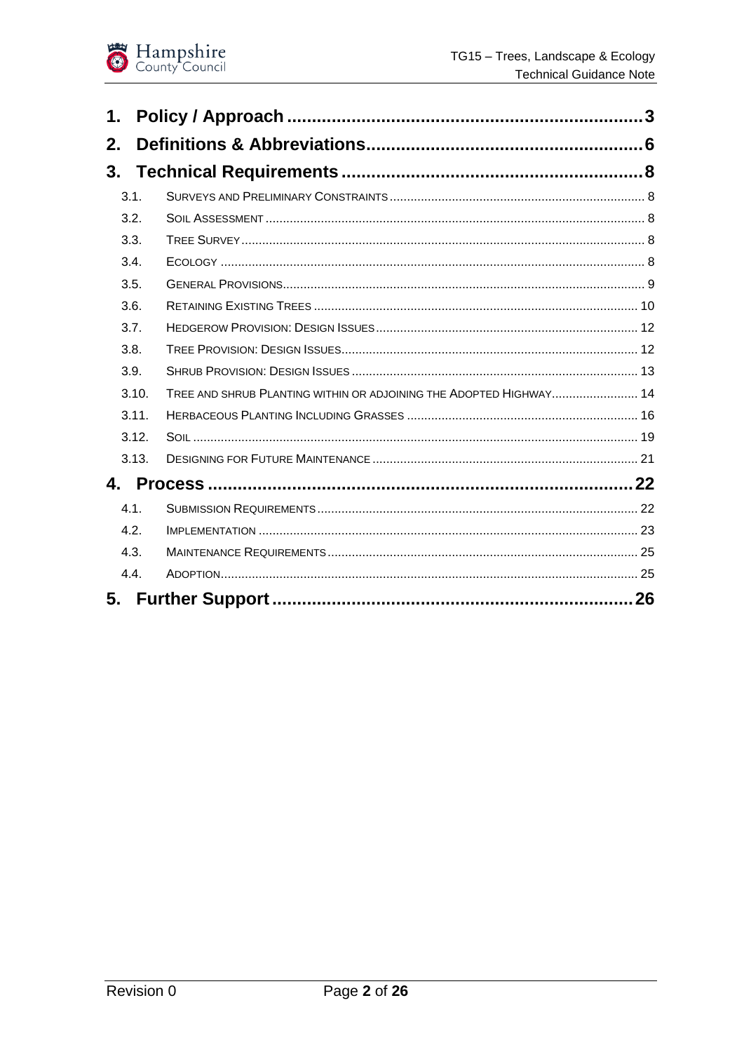1. **Policy / Approach** ........................................................ 3
2. **Definitions & Abbreviations** ........................................ 6
3. **Technical Requirements** ............................................. 8
   - 3.1. Surveys and Preliminary Constraints ........................ 8
   - 3.2. Soil Assessment ........................................................ 8
   - 3.3. Tree Survey .............................................................. 8
   - 3.4. Ecology ..................................................................... 8
   - 3.5. General Provisions ..................................................... 9
   - 3.6. Retaining Existing Trees ........................................... 10
   - 3.7. Hedgerow Provision: Design Issues ............................ 12
   - 3.8. Tree Provision: Design Issues ..................................... 12
   - 3.9. Shrub Provision: Design Issues ................................... 13
   - 3.10. Tree and Shrub Planting within or adjoining the Adopted Highway ........ 14
   - 3.11. Herbaceous Planting Including Grasses ...................... 16
   - 3.12. Soil ......................................................................... 19
   - 3.13. Designing for Future Maintenance ............................. 21
4. **Process** ....................................................................... 22
   - 4.1. Submission Requirements ........................................... 22
   - 4.2. Implementation ......................................................... 23
   - 4.3. Maintenance Requirements ......................................... 25
   - 4.4. Adoption .................................................................. 25
5. **Further Support** ......................................................... 26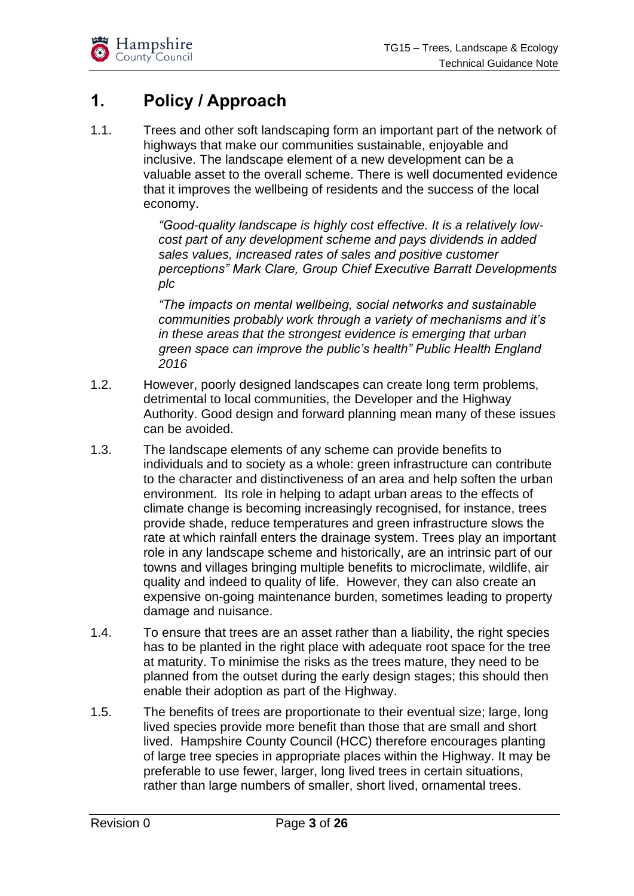# 1. Policy / Approach

1.1. Trees and other soft landscaping form an important part of the network of highways that make our communities sustainable, enjoyable and inclusive. The landscape element of a new development can be a valuable asset to the overall scheme. There is well documented evidence that it improves the wellbeing of residents and the success of the local economy.

> *"Good-quality landscape is highly cost effective. It is a relatively low-cost part of any development scheme and pays dividends in added sales values, increased rates of sales and positive customer perceptions" Mark Clare, Group Chief Executive Barratt Developments plc*
>
> *"The impacts on mental wellbeing, social networks and sustainable communities probably work through a variety of mechanisms and it's in these areas that the strongest evidence is emerging that urban green space can improve the public's health" Public Health England 2016*

1.2. However, poorly designed landscapes can create long term problems, detrimental to local communities, the Developer and the Highway Authority. Good design and forward planning mean many of these issues can be avoided.

1.3. The landscape elements of any scheme can provide benefits to individuals and to society as a whole: green infrastructure can contribute to the character and distinctiveness of an area and help soften the urban environment. Its role in helping to adapt urban areas to the effects of climate change is becoming increasingly recognised, for instance, trees provide shade, reduce temperatures and green infrastructure slows the rate at which rainfall enters the drainage system. Trees play an important role in any landscape scheme and historically, are an intrinsic part of our towns and villages bringing multiple benefits to microclimate, wildlife, air quality and indeed to quality of life. However, they can also create an expensive on-going maintenance burden, sometimes leading to property damage and nuisance.

1.4. To ensure that trees are an asset rather than a liability, the right species has to be planted in the right place with adequate root space for the tree at maturity. To minimise the risks as the trees mature, they need to be planned from the outset during the early design stages; this should then enable their adoption as part of the Highway.

1.5. The benefits of trees are proportionate to their eventual size; large, long lived species provide more benefit than those that are small and short lived. Hampshire County Council (HCC) therefore encourages planting of large tree species in appropriate places within the Highway. It may be preferable to use fewer, larger, long lived trees in certain situations, rather than large numbers of smaller, short lived, ornamental trees.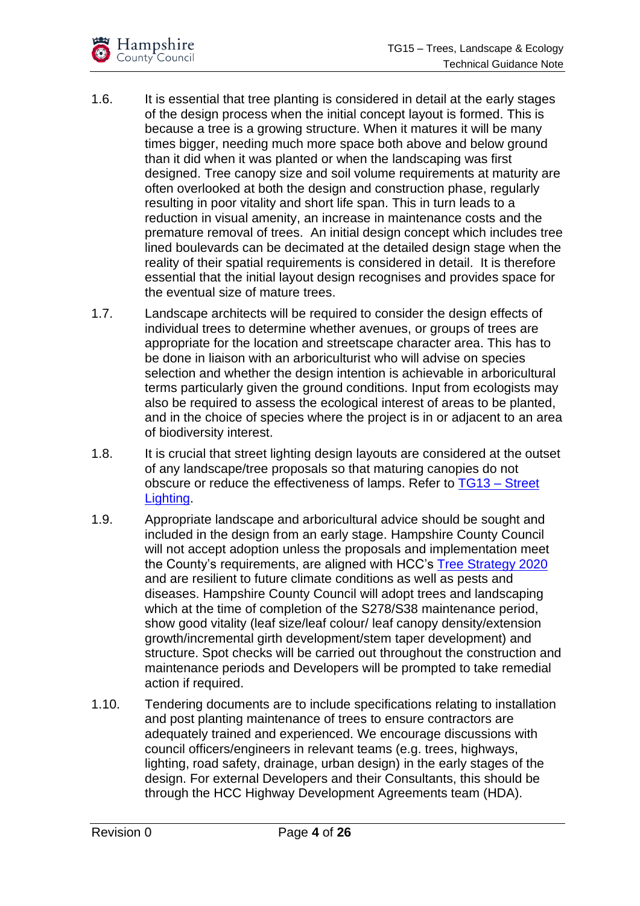1.6. It is essential that tree planting is considered in detail at the early stages of the design process when the initial concept layout is formed. This is because a tree is a growing structure. When it matures it will be many times bigger, needing much more space both above and below ground than it did when it was planted or when the landscaping was first designed. Tree canopy size and soil volume requirements at maturity are often overlooked at both the design and construction phase, regularly resulting in poor vitality and short life span. This in turn leads to a reduction in visual amenity, an increase in maintenance costs and the premature removal of trees. An initial design concept which includes tree lined boulevards can be decimated at the detailed design stage when the reality of their spatial requirements is considered in detail. It is therefore essential that the initial layout design recognises and provides space for the eventual size of mature trees.

1.7. Landscape architects will be required to consider the design effects of individual trees to determine whether avenues, or groups of trees are appropriate for the location and streetscape character area. This has to be done in liaison with an arboriculturist who will advise on species selection and whether the design intention is achievable in arboricultural terms particularly given the ground conditions. Input from ecologists may also be required to assess the ecological interest of areas to be planted, and in the choice of species where the project is in or adjacent to an area of biodiversity interest.

1.8. It is crucial that street lighting design layouts are considered at the outset of any landscape/tree proposals so that maturing canopies do not obscure or reduce the effectiveness of lamps. Refer to TG13 – Street Lighting.

1.9. Appropriate landscape and arboricultural advice should be sought and included in the design from an early stage. Hampshire County Council will not accept adoption unless the proposals and implementation meet the County's requirements, are aligned with HCC's Tree Strategy 2020 and are resilient to future climate conditions as well as pests and diseases. Hampshire County Council will adopt trees and landscaping which at the time of completion of the S278/S38 maintenance period, show good vitality (leaf size/leaf colour/ leaf canopy density/extension growth/incremental girth development/stem taper development) and structure. Spot checks will be carried out throughout the construction and maintenance periods and Developers will be prompted to take remedial action if required.

1.10. Tendering documents are to include specifications relating to installation and post planting maintenance of trees to ensure contractors are adequately trained and experienced. We encourage discussions with council officers/engineers in relevant teams (e.g. trees, highways, lighting, road safety, drainage, urban design) in the early stages of the design. For external Developers and their Consultants, this should be through the HCC Highway Development Agreements team (HDA).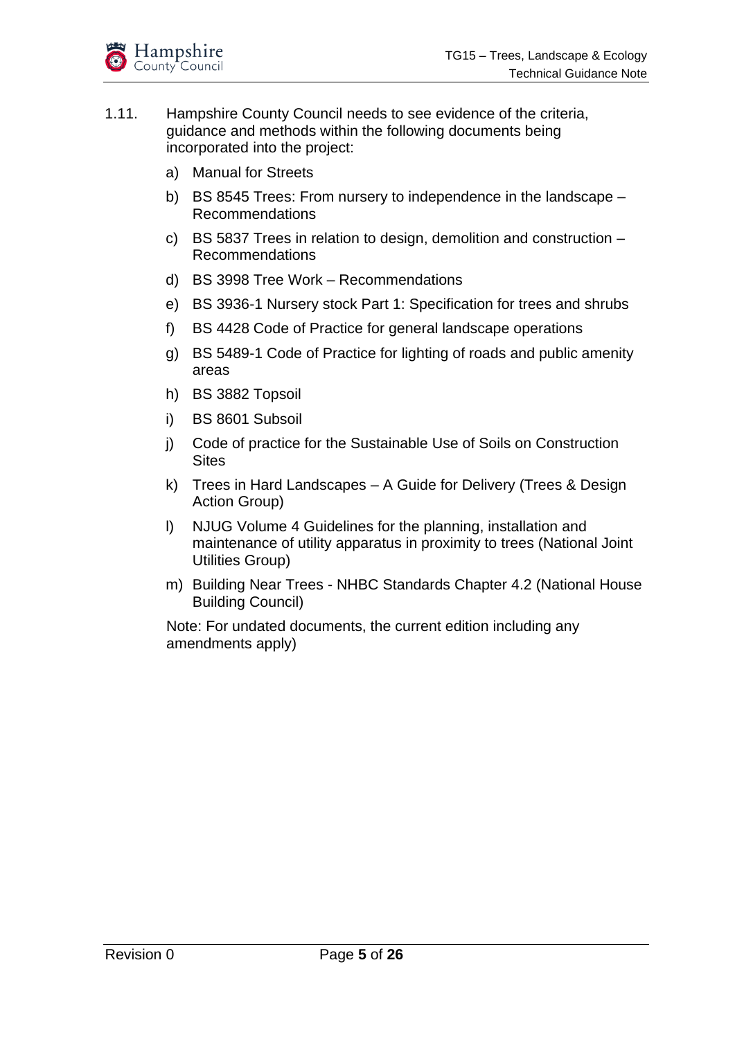1.11. Hampshire County Council needs to see evidence of the criteria, guidance and methods within the following documents being incorporated into the project:

a) Manual for Streets

b) BS 8545 Trees: From nursery to independence in the landscape – Recommendations

c) BS 5837 Trees in relation to design, demolition and construction – Recommendations

d) BS 3998 Tree Work – Recommendations

e) BS 3936-1 Nursery stock Part 1: Specification for trees and shrubs

f) BS 4428 Code of Practice for general landscape operations

g) BS 5489-1 Code of Practice for lighting of roads and public amenity areas

h) BS 3882 Topsoil

i) BS 8601 Subsoil

j) Code of practice for the Sustainable Use of Soils on Construction Sites

k) Trees in Hard Landscapes – A Guide for Delivery (Trees & Design Action Group)

l) NJUG Volume 4 Guidelines for the planning, installation and maintenance of utility apparatus in proximity to trees (National Joint Utilities Group)

m) Building Near Trees - NHBC Standards Chapter 4.2 (National House Building Council)

Note: For undated documents, the current edition including any amendments apply)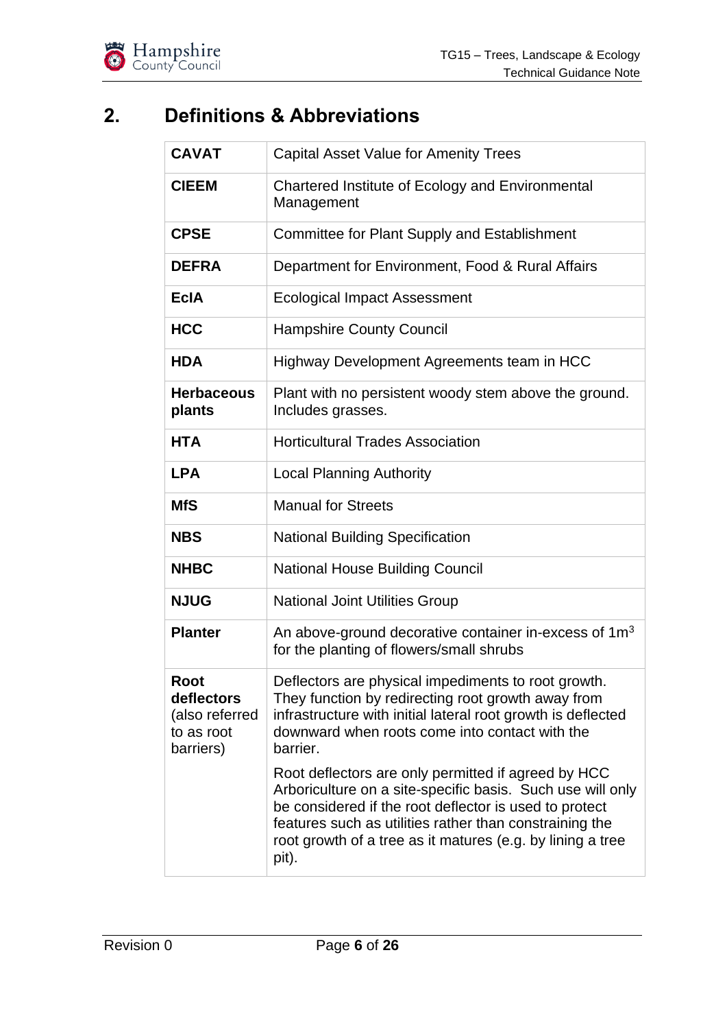## 2. Definitions & Abbreviations

| | |
|---|---|
| **CAVAT** | Capital Asset Value for Amenity Trees |
| **CIEEM** | Chartered Institute of Ecology and Environmental Management |
| **CPSE** | Committee for Plant Supply and Establishment |
| **DEFRA** | Department for Environment, Food & Rural Affairs |
| **EcIA** | Ecological Impact Assessment |
| **HCC** | Hampshire County Council |
| **HDA** | Highway Development Agreements team in HCC |
| **Herbaceous plants** | Plant with no persistent woody stem above the ground. Includes grasses. |
| **HTA** | Horticultural Trades Association |
| **LPA** | Local Planning Authority |
| **MfS** | Manual for Streets |
| **NBS** | National Building Specification |
| **NHBC** | National House Building Council |
| **NJUG** | National Joint Utilities Group |
| **Planter** | An above-ground decorative container in-excess of $1m^3$ for the planting of flowers/small shrubs |
| **Root deflectors** (also referred to as root barriers) | Deflectors are physical impediments to root growth. They function by redirecting root growth away from infrastructure with initial lateral root growth is deflected downward when roots come into contact with the barrier.<br><br>Root deflectors are only permitted if agreed by HCC Arboriculture on a site-specific basis. Such use will only be considered if the root deflector is used to protect features such as utilities rather than constraining the root growth of a tree as it matures (e.g. by lining a tree pit). |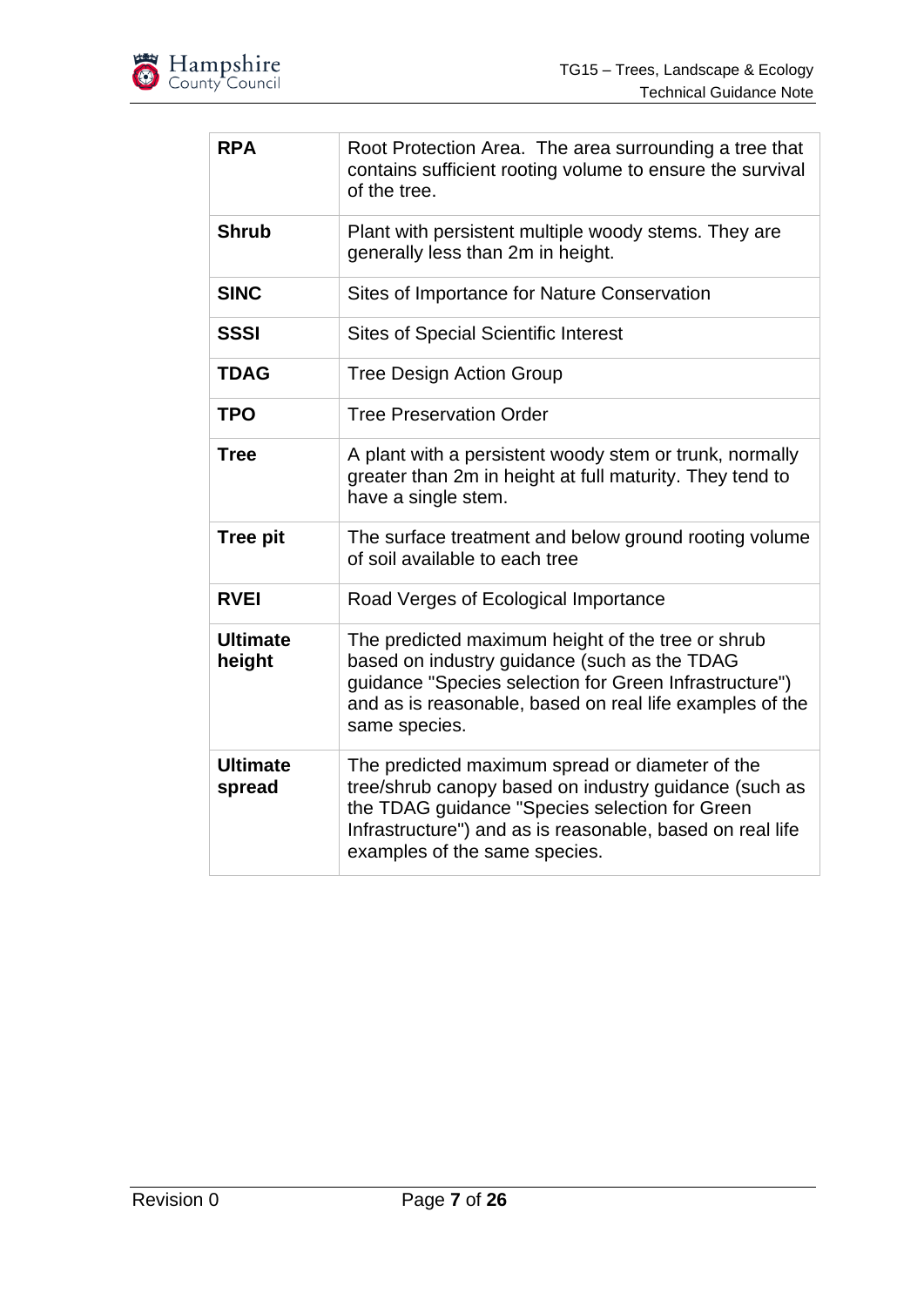| | |
|---|---|
| **RPA** | Root Protection Area. The area surrounding a tree that contains sufficient rooting volume to ensure the survival of the tree. |
| **Shrub** | Plant with persistent multiple woody stems. They are generally less than 2m in height. |
| **SINC** | Sites of Importance for Nature Conservation |
| **SSSI** | Sites of Special Scientific Interest |
| **TDAG** | Tree Design Action Group |
| **TPO** | Tree Preservation Order |
| **Tree** | A plant with a persistent woody stem or trunk, normally greater than 2m in height at full maturity. They tend to have a single stem. |
| **Tree pit** | The surface treatment and below ground rooting volume of soil available to each tree |
| **RVEI** | Road Verges of Ecological Importance |
| **Ultimate height** | The predicted maximum height of the tree or shrub based on industry guidance (such as the TDAG guidance "Species selection for Green Infrastructure") and as is reasonable, based on real life examples of the same species. |
| **Ultimate spread** | The predicted maximum spread or diameter of the tree/shrub canopy based on industry guidance (such as the TDAG guidance "Species selection for Green Infrastructure") and as is reasonable, based on real life examples of the same species. |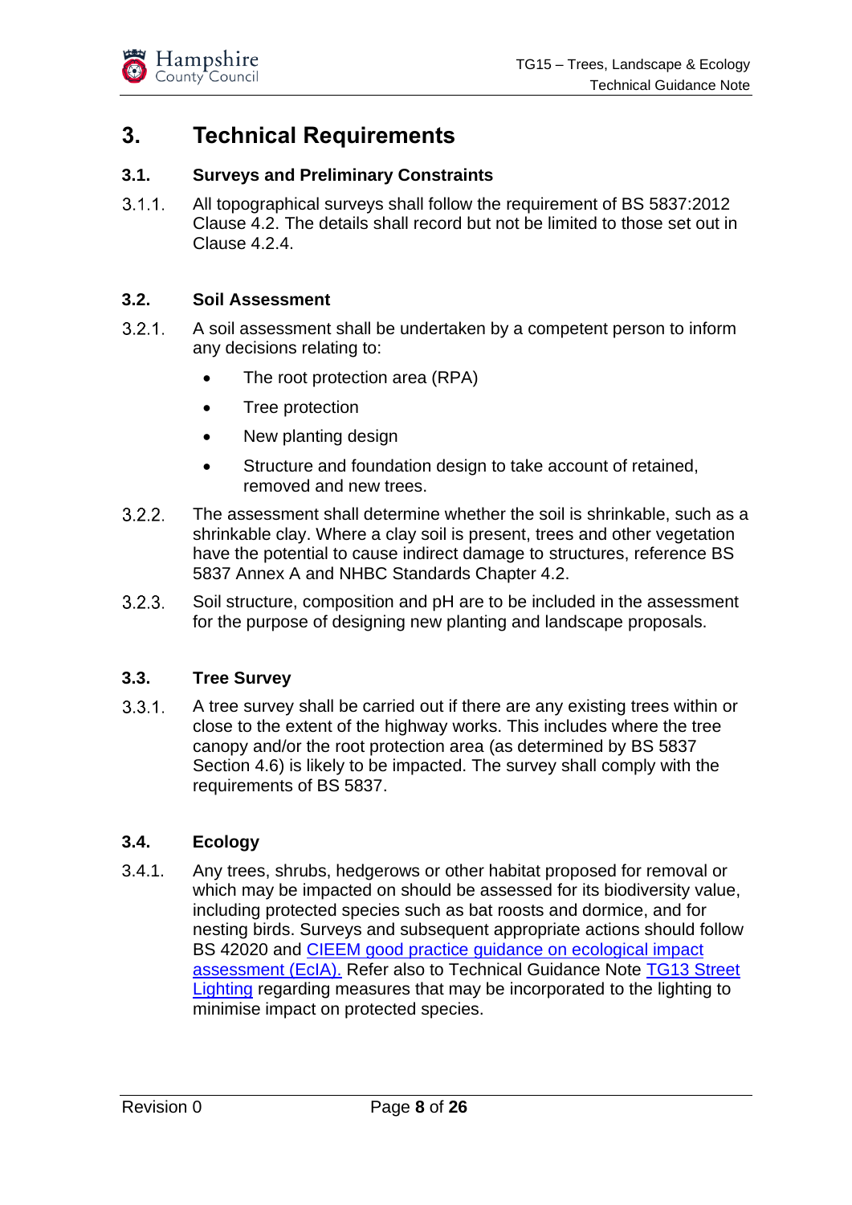# 3. Technical Requirements

## 3.1. Surveys and Preliminary Constraints

3.1.1. All topographical surveys shall follow the requirement of BS 5837:2012 Clause 4.2. The details shall record but not be limited to those set out in Clause 4.2.4.

## 3.2. Soil Assessment

3.2.1. A soil assessment shall be undertaken by a competent person to inform any decisions relating to:

- The root protection area (RPA)
- Tree protection
- New planting design
- Structure and foundation design to take account of retained, removed and new trees.

3.2.2. The assessment shall determine whether the soil is shrinkable, such as a shrinkable clay. Where a clay soil is present, trees and other vegetation have the potential to cause indirect damage to structures, reference BS 5837 Annex A and NHBC Standards Chapter 4.2.

3.2.3. Soil structure, composition and pH are to be included in the assessment for the purpose of designing new planting and landscape proposals.

## 3.3. Tree Survey

3.3.1. A tree survey shall be carried out if there are any existing trees within or close to the extent of the highway works. This includes where the tree canopy and/or the root protection area (as determined by BS 5837 Section 4.6) is likely to be impacted. The survey shall comply with the requirements of BS 5837.

## 3.4. Ecology

3.4.1. Any trees, shrubs, hedgerows or other habitat proposed for removal or which may be impacted on should be assessed for its biodiversity value, including protected species such as bat roosts and dormice, and for nesting birds. Surveys and subsequent appropriate actions should follow BS 42020 and CIEEM good practice guidance on ecological impact assessment (EcIA). Refer also to Technical Guidance Note TG13 Street Lighting regarding measures that may be incorporated to the lighting to minimise impact on protected species.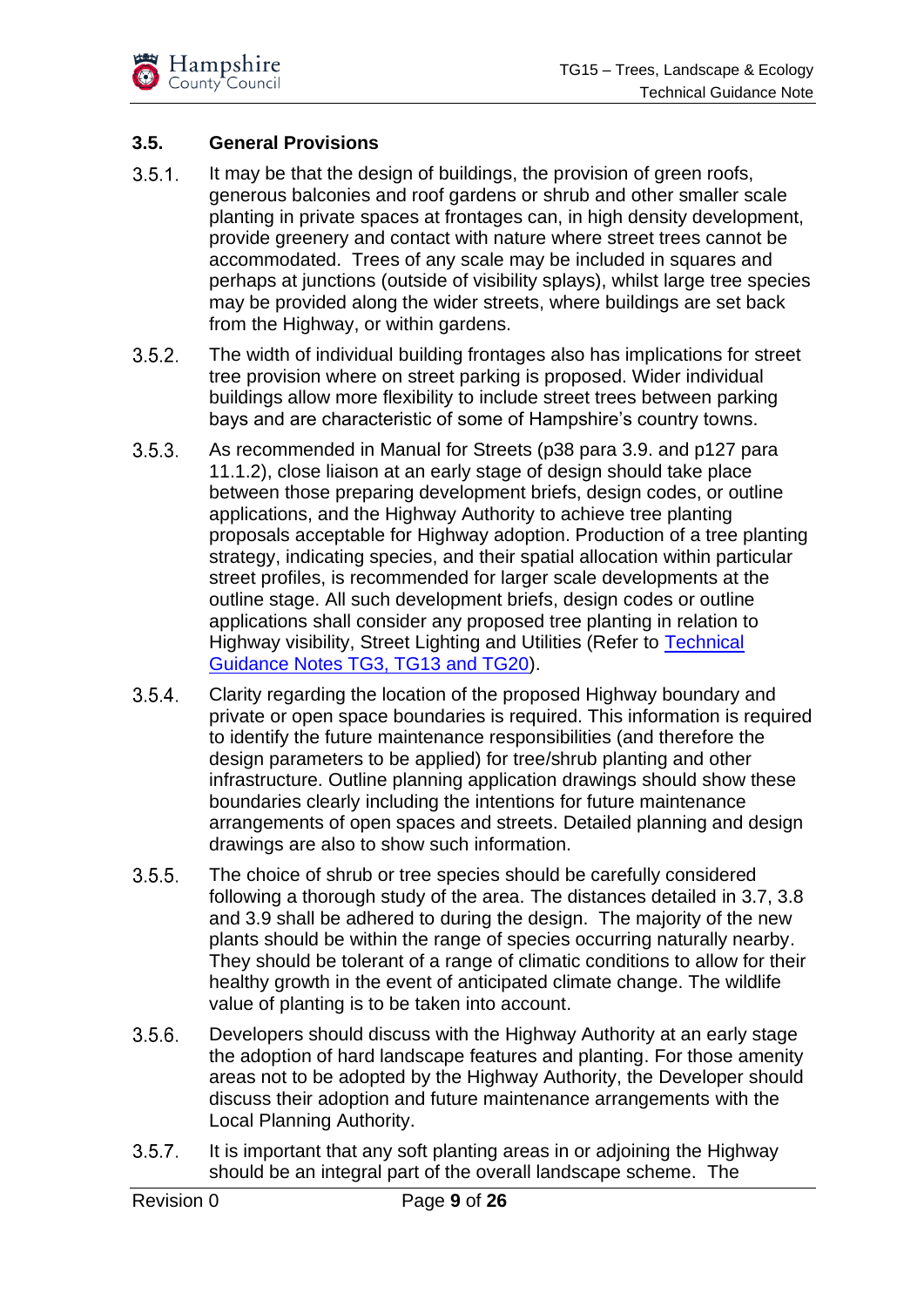## 3.5. General Provisions

3.5.1. It may be that the design of buildings, the provision of green roofs, generous balconies and roof gardens or shrub and other smaller scale planting in private spaces at frontages can, in high density development, provide greenery and contact with nature where street trees cannot be accommodated. Trees of any scale may be included in squares and perhaps at junctions (outside of visibility splays), whilst large tree species may be provided along the wider streets, where buildings are set back from the Highway, or within gardens.

3.5.2. The width of individual building frontages also has implications for street tree provision where on street parking is proposed. Wider individual buildings allow more flexibility to include street trees between parking bays and are characteristic of some of Hampshire's country towns.

3.5.3. As recommended in Manual for Streets (p38 para 3.9. and p127 para 11.1.2), close liaison at an early stage of design should take place between those preparing development briefs, design codes, or outline applications, and the Highway Authority to achieve tree planting proposals acceptable for Highway adoption. Production of a tree planting strategy, indicating species, and their spatial allocation within particular street profiles, is recommended for larger scale developments at the outline stage. All such development briefs, design codes or outline applications shall consider any proposed tree planting in relation to Highway visibility, Street Lighting and Utilities (Refer to Technical Guidance Notes TG3, TG13 and TG20).

3.5.4. Clarity regarding the location of the proposed Highway boundary and private or open space boundaries is required. This information is required to identify the future maintenance responsibilities (and therefore the design parameters to be applied) for tree/shrub planting and other infrastructure. Outline planning application drawings should show these boundaries clearly including the intentions for future maintenance arrangements of open spaces and streets. Detailed planning and design drawings are also to show such information.

3.5.5. The choice of shrub or tree species should be carefully considered following a thorough study of the area. The distances detailed in 3.7, 3.8 and 3.9 shall be adhered to during the design. The majority of the new plants should be within the range of species occurring naturally nearby. They should be tolerant of a range of climatic conditions to allow for their healthy growth in the event of anticipated climate change. The wildlife value of planting is to be taken into account.

3.5.6. Developers should discuss with the Highway Authority at an early stage the adoption of hard landscape features and planting. For those amenity areas not to be adopted by the Highway Authority, the Developer should discuss their adoption and future maintenance arrangements with the Local Planning Authority.

3.5.7. It is important that any soft planting areas in or adjoining the Highway should be an integral part of the overall landscape scheme. The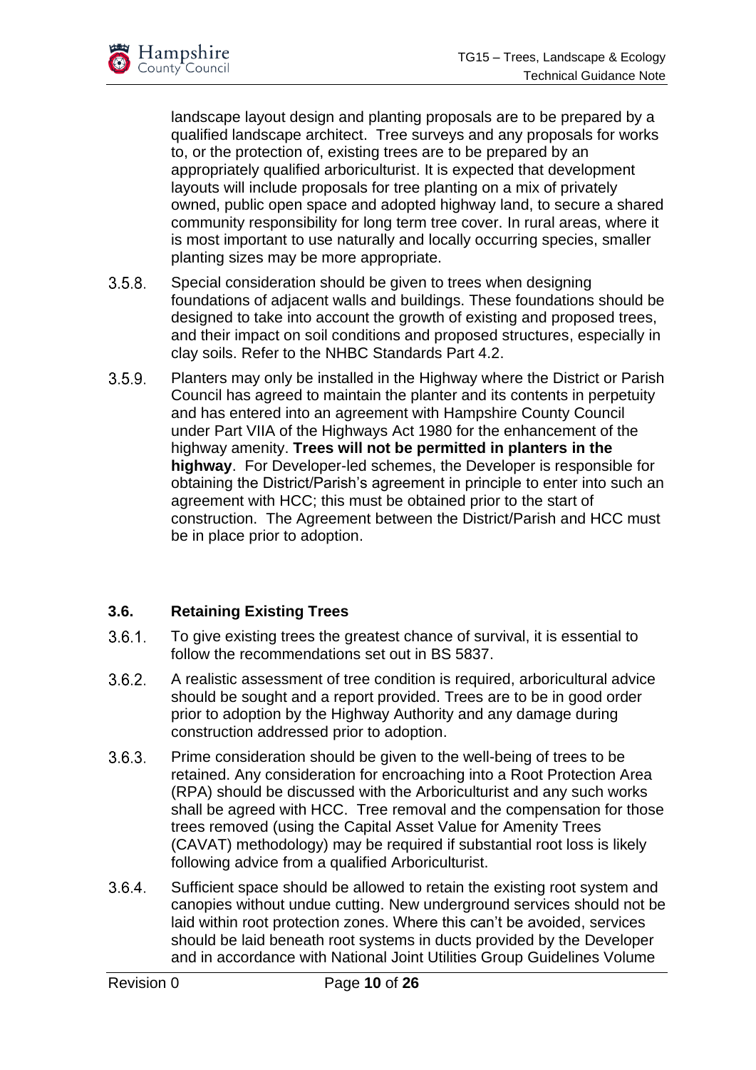landscape layout design and planting proposals are to be prepared by a qualified landscape architect. Tree surveys and any proposals for works to, or the protection of, existing trees are to be prepared by an appropriately qualified arboriculturist. It is expected that development layouts will include proposals for tree planting on a mix of privately owned, public open space and adopted highway land, to secure a shared community responsibility for long term tree cover. In rural areas, where it is most important to use naturally and locally occurring species, smaller planting sizes may be more appropriate.

3.5.8. Special consideration should be given to trees when designing foundations of adjacent walls and buildings. These foundations should be designed to take into account the growth of existing and proposed trees, and their impact on soil conditions and proposed structures, especially in clay soils. Refer to the NHBC Standards Part 4.2.

3.5.9. Planters may only be installed in the Highway where the District or Parish Council has agreed to maintain the planter and its contents in perpetuity and has entered into an agreement with Hampshire County Council under Part VIIA of the Highways Act 1980 for the enhancement of the highway amenity. **Trees will not be permitted in planters in the highway**. For Developer-led schemes, the Developer is responsible for obtaining the District/Parish's agreement in principle to enter into such an agreement with HCC; this must be obtained prior to the start of construction. The Agreement between the District/Parish and HCC must be in place prior to adoption.

### 3.6. Retaining Existing Trees

3.6.1. To give existing trees the greatest chance of survival, it is essential to follow the recommendations set out in BS 5837.

3.6.2. A realistic assessment of tree condition is required, arboricultural advice should be sought and a report provided. Trees are to be in good order prior to adoption by the Highway Authority and any damage during construction addressed prior to adoption.

3.6.3. Prime consideration should be given to the well-being of trees to be retained. Any consideration for encroaching into a Root Protection Area (RPA) should be discussed with the Arboriculturist and any such works shall be agreed with HCC. Tree removal and the compensation for those trees removed (using the Capital Asset Value for Amenity Trees (CAVAT) methodology) may be required if substantial root loss is likely following advice from a qualified Arboriculturist.

3.6.4. Sufficient space should be allowed to retain the existing root system and canopies without undue cutting. New underground services should not be laid within root protection zones. Where this can't be avoided, services should be laid beneath root systems in ducts provided by the Developer and in accordance with National Joint Utilities Group Guidelines Volume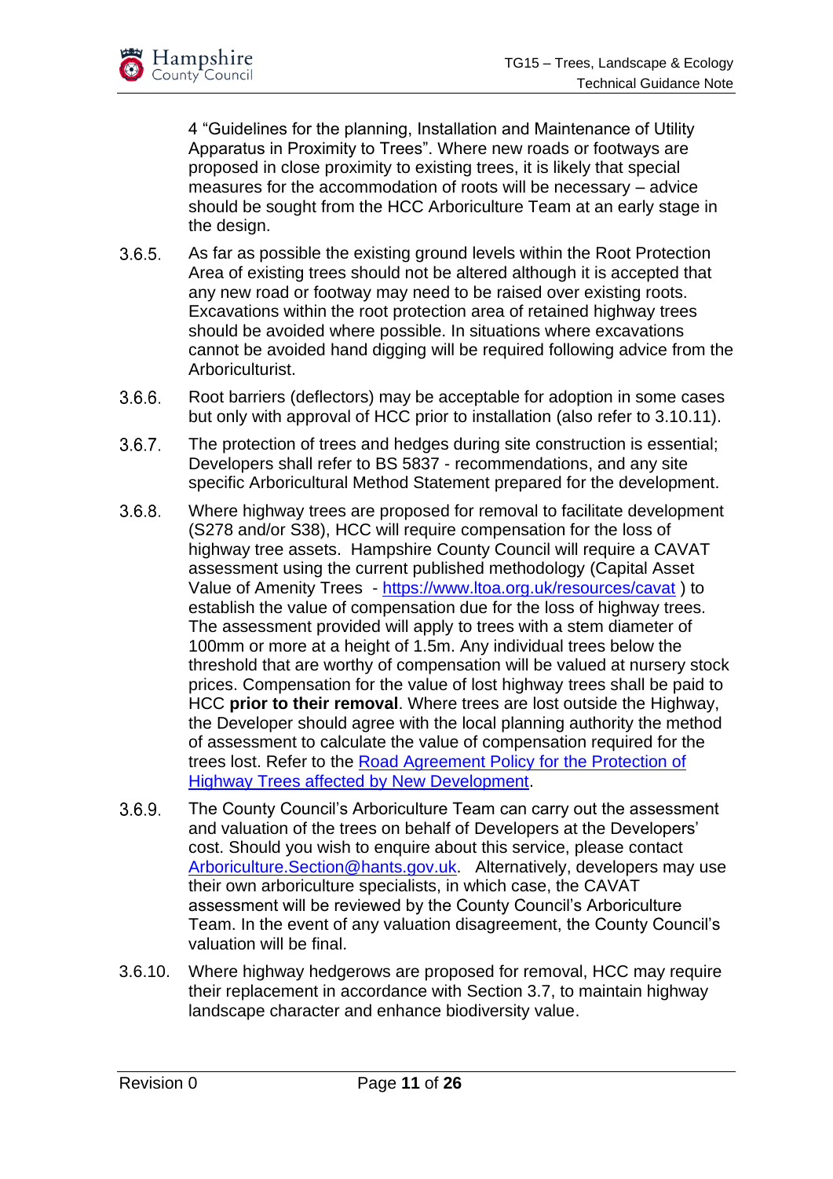4 "Guidelines for the planning, Installation and Maintenance of Utility Apparatus in Proximity to Trees". Where new roads or footways are proposed in close proximity to existing trees, it is likely that special measures for the accommodation of roots will be necessary – advice should be sought from the HCC Arboriculture Team at an early stage in the design.

3.6.5. As far as possible the existing ground levels within the Root Protection Area of existing trees should not be altered although it is accepted that any new road or footway may need to be raised over existing roots. Excavations within the root protection area of retained highway trees should be avoided where possible. In situations where excavations cannot be avoided hand digging will be required following advice from the Arboriculturist.

3.6.6. Root barriers (deflectors) may be acceptable for adoption in some cases but only with approval of HCC prior to installation (also refer to 3.10.11).

3.6.7. The protection of trees and hedges during site construction is essential; Developers shall refer to BS 5837 - recommendations, and any site specific Arboricultural Method Statement prepared for the development.

3.6.8. Where highway trees are proposed for removal to facilitate development (S278 and/or S38), HCC will require compensation for the loss of highway tree assets. Hampshire County Council will require a CAVAT assessment using the current published methodology (Capital Asset Value of Amenity Trees - [https://www.ltoa.org.uk/resources/cavat](https://www.ltoa.org.uk/resources/cavat) ) to establish the value of compensation due for the loss of highway trees. The assessment provided will apply to trees with a stem diameter of 100mm or more at a height of 1.5m. Any individual trees below the threshold that are worthy of compensation will be valued at nursery stock prices. Compensation for the value of lost highway trees shall be paid to HCC **prior to their removal**. Where trees are lost outside the Highway, the Developer should agree with the local planning authority the method of assessment to calculate the value of compensation required for the trees lost. Refer to the Road Agreement Policy for the Protection of Highway Trees affected by New Development.

3.6.9. The County Council's Arboriculture Team can carry out the assessment and valuation of the trees on behalf of Developers at the Developers' cost. Should you wish to enquire about this service, please contact Arboriculture.Section@hants.gov.uk. Alternatively, developers may use their own arboriculture specialists, in which case, the CAVAT assessment will be reviewed by the County Council's Arboriculture Team. In the event of any valuation disagreement, the County Council's valuation will be final.

3.6.10. Where highway hedgerows are proposed for removal, HCC may require their replacement in accordance with Section 3.7, to maintain highway landscape character and enhance biodiversity value.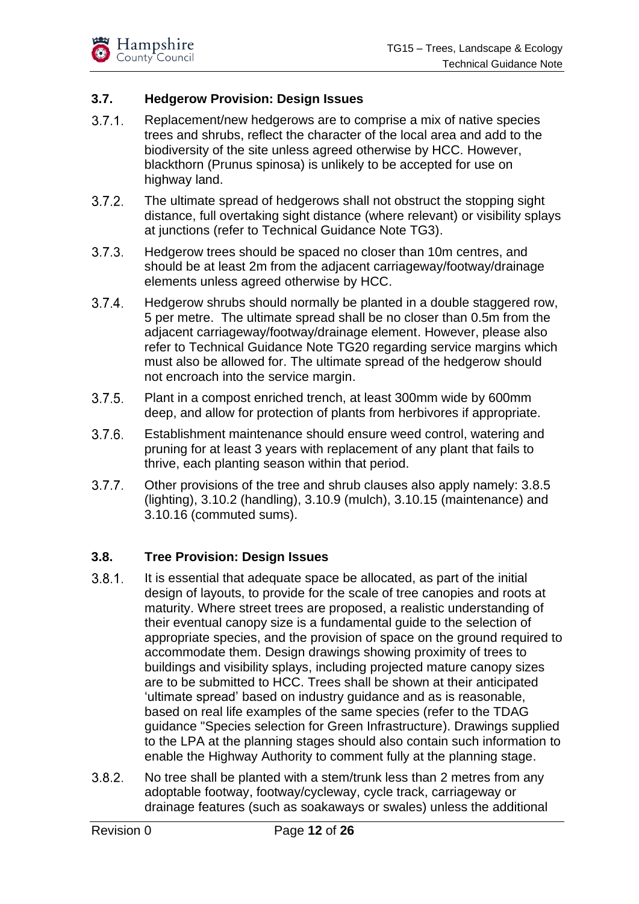### 3.7. Hedgerow Provision: Design Issues

3.7.1. Replacement/new hedgerows are to comprise a mix of native species trees and shrubs, reflect the character of the local area and add to the biodiversity of the site unless agreed otherwise by HCC. However, blackthorn (Prunus spinosa) is unlikely to be accepted for use on highway land.

3.7.2. The ultimate spread of hedgerows shall not obstruct the stopping sight distance, full overtaking sight distance (where relevant) or visibility splays at junctions (refer to Technical Guidance Note TG3).

3.7.3. Hedgerow trees should be spaced no closer than 10m centres, and should be at least 2m from the adjacent carriageway/footway/drainage elements unless agreed otherwise by HCC.

3.7.4. Hedgerow shrubs should normally be planted in a double staggered row, 5 per metre. The ultimate spread shall be no closer than 0.5m from the adjacent carriageway/footway/drainage element. However, please also refer to Technical Guidance Note TG20 regarding service margins which must also be allowed for. The ultimate spread of the hedgerow should not encroach into the service margin.

3.7.5. Plant in a compost enriched trench, at least 300mm wide by 600mm deep, and allow for protection of plants from herbivores if appropriate.

3.7.6. Establishment maintenance should ensure weed control, watering and pruning for at least 3 years with replacement of any plant that fails to thrive, each planting season within that period.

3.7.7. Other provisions of the tree and shrub clauses also apply namely: 3.8.5 (lighting), 3.10.2 (handling), 3.10.9 (mulch), 3.10.15 (maintenance) and 3.10.16 (commuted sums).

### 3.8. Tree Provision: Design Issues

3.8.1. It is essential that adequate space be allocated, as part of the initial design of layouts, to provide for the scale of tree canopies and roots at maturity. Where street trees are proposed, a realistic understanding of their eventual canopy size is a fundamental guide to the selection of appropriate species, and the provision of space on the ground required to accommodate them. Design drawings showing proximity of trees to buildings and visibility splays, including projected mature canopy sizes are to be submitted to HCC. Trees shall be shown at their anticipated 'ultimate spread' based on industry guidance and as is reasonable, based on real life examples of the same species (refer to the TDAG guidance "Species selection for Green Infrastructure). Drawings supplied to the LPA at the planning stages should also contain such information to enable the Highway Authority to comment fully at the planning stage.

3.8.2. No tree shall be planted with a stem/trunk less than 2 metres from any adoptable footway, footway/cycleway, cycle track, carriageway or drainage features (such as soakaways or swales) unless the additional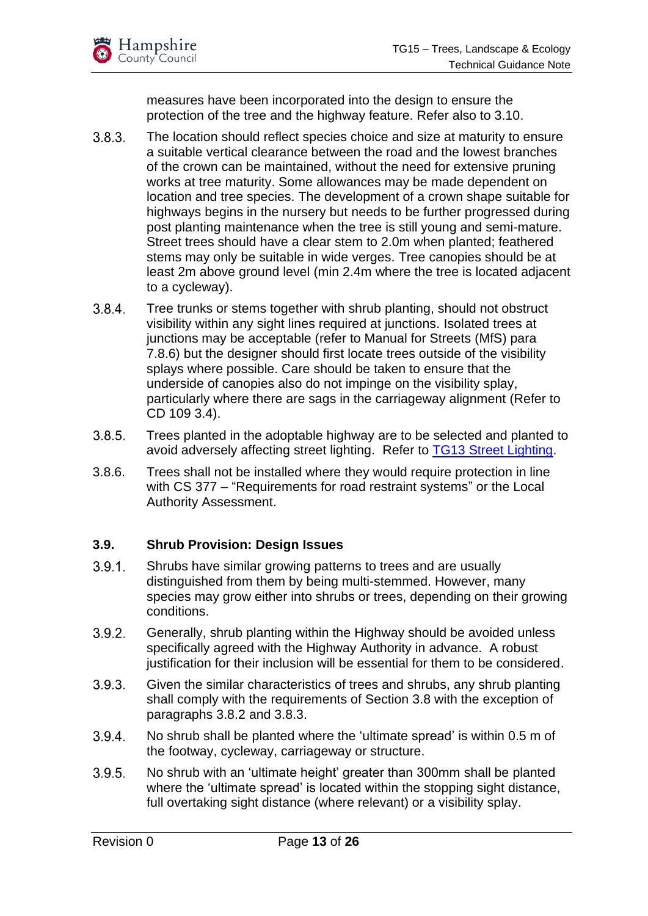measures have been incorporated into the design to ensure the protection of the tree and the highway feature. Refer also to 3.10.

3.8.3. The location should reflect species choice and size at maturity to ensure a suitable vertical clearance between the road and the lowest branches of the crown can be maintained, without the need for extensive pruning works at tree maturity. Some allowances may be made dependent on location and tree species. The development of a crown shape suitable for highways begins in the nursery but needs to be further progressed during post planting maintenance when the tree is still young and semi-mature. Street trees should have a clear stem to 2.0m when planted; feathered stems may only be suitable in wide verges. Tree canopies should be at least 2m above ground level (min 2.4m where the tree is located adjacent to a cycleway).

3.8.4. Tree trunks or stems together with shrub planting, should not obstruct visibility within any sight lines required at junctions. Isolated trees at junctions may be acceptable (refer to Manual for Streets (MfS) para 7.8.6) but the designer should first locate trees outside of the visibility splays where possible. Care should be taken to ensure that the underside of canopies also do not impinge on the visibility splay, particularly where there are sags in the carriageway alignment (Refer to CD 109 3.4).

3.8.5. Trees planted in the adoptable highway are to be selected and planted to avoid adversely affecting street lighting. Refer to [TG13 Street Lighting](TG13 Street Lighting).

3.8.6. Trees shall not be installed where they would require protection in line with CS 377 – "Requirements for road restraint systems" or the Local Authority Assessment.

### 3.9. Shrub Provision: Design Issues

3.9.1. Shrubs have similar growing patterns to trees and are usually distinguished from them by being multi-stemmed. However, many species may grow either into shrubs or trees, depending on their growing conditions.

3.9.2. Generally, shrub planting within the Highway should be avoided unless specifically agreed with the Highway Authority in advance. A robust justification for their inclusion will be essential for them to be considered.

3.9.3. Given the similar characteristics of trees and shrubs, any shrub planting shall comply with the requirements of Section 3.8 with the exception of paragraphs 3.8.2 and 3.8.3.

3.9.4. No shrub shall be planted where the 'ultimate spread' is within 0.5 m of the footway, cycleway, carriageway or structure.

3.9.5. No shrub with an 'ultimate height' greater than 300mm shall be planted where the 'ultimate spread' is located within the stopping sight distance, full overtaking sight distance (where relevant) or a visibility splay.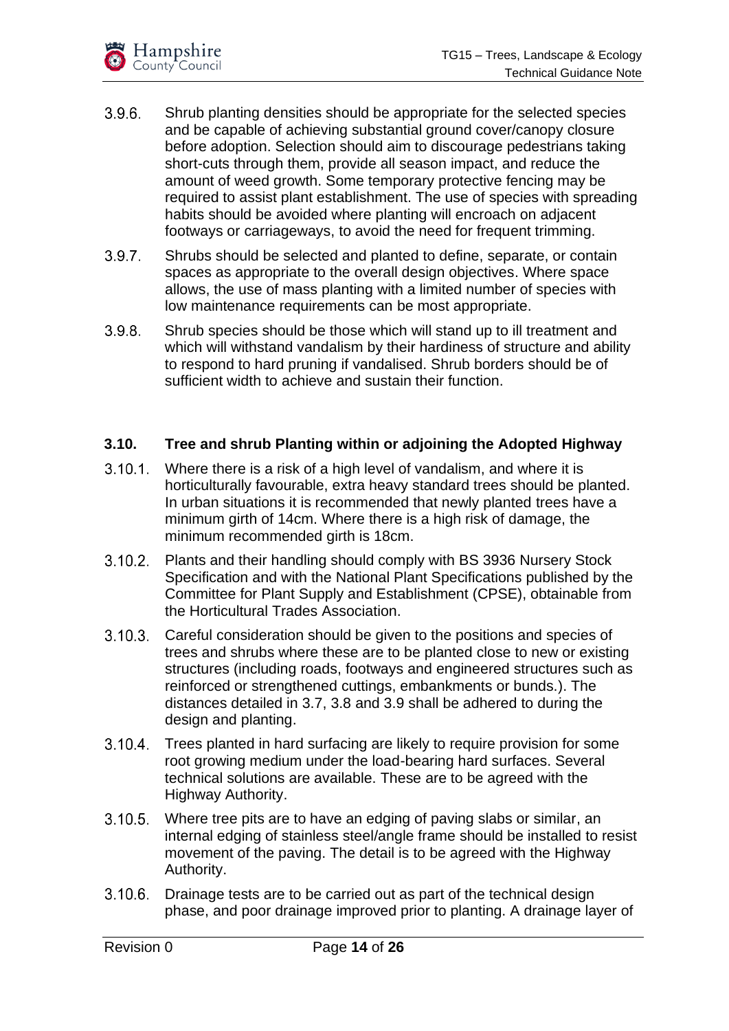3.9.6. Shrub planting densities should be appropriate for the selected species and be capable of achieving substantial ground cover/canopy closure before adoption. Selection should aim to discourage pedestrians taking short-cuts through them, provide all season impact, and reduce the amount of weed growth. Some temporary protective fencing may be required to assist plant establishment. The use of species with spreading habits should be avoided where planting will encroach on adjacent footways or carriageways, to avoid the need for frequent trimming.

3.9.7. Shrubs should be selected and planted to define, separate, or contain spaces as appropriate to the overall design objectives. Where space allows, the use of mass planting with a limited number of species with low maintenance requirements can be most appropriate.

3.9.8. Shrub species should be those which will stand up to ill treatment and which will withstand vandalism by their hardiness of structure and ability to respond to hard pruning if vandalised. Shrub borders should be of sufficient width to achieve and sustain their function.

### 3.10. Tree and shrub Planting within or adjoining the Adopted Highway

3.10.1. Where there is a risk of a high level of vandalism, and where it is horticulturally favourable, extra heavy standard trees should be planted. In urban situations it is recommended that newly planted trees have a minimum girth of 14cm. Where there is a high risk of damage, the minimum recommended girth is 18cm.

3.10.2. Plants and their handling should comply with BS 3936 Nursery Stock Specification and with the National Plant Specifications published by the Committee for Plant Supply and Establishment (CPSE), obtainable from the Horticultural Trades Association.

3.10.3. Careful consideration should be given to the positions and species of trees and shrubs where these are to be planted close to new or existing structures (including roads, footways and engineered structures such as reinforced or strengthened cuttings, embankments or bunds.). The distances detailed in 3.7, 3.8 and 3.9 shall be adhered to during the design and planting.

3.10.4. Trees planted in hard surfacing are likely to require provision for some root growing medium under the load-bearing hard surfaces. Several technical solutions are available. These are to be agreed with the Highway Authority.

3.10.5. Where tree pits are to have an edging of paving slabs or similar, an internal edging of stainless steel/angle frame should be installed to resist movement of the paving. The detail is to be agreed with the Highway Authority.

3.10.6. Drainage tests are to be carried out as part of the technical design phase, and poor drainage improved prior to planting. A drainage layer of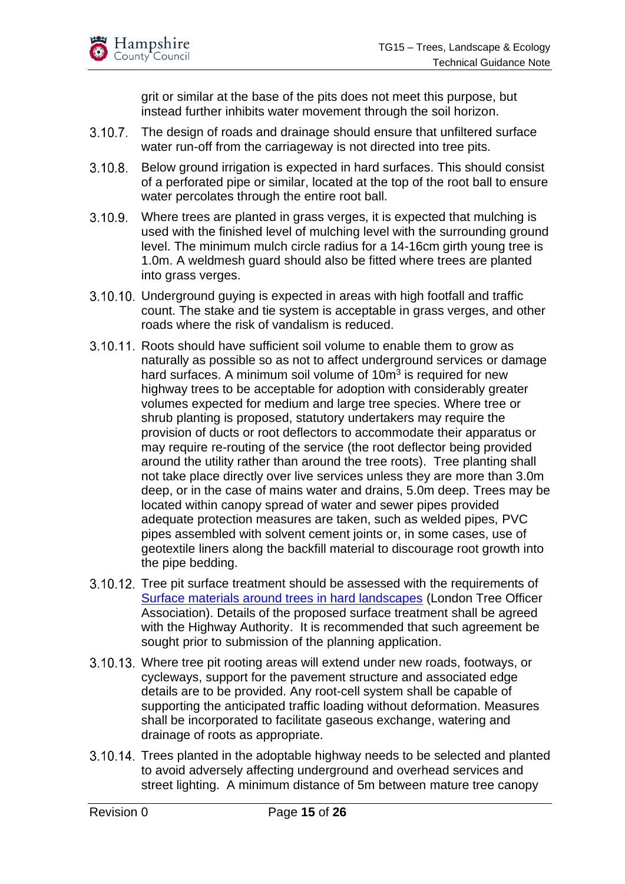grit or similar at the base of the pits does not meet this purpose, but instead further inhibits water movement through the soil horizon.

3.10.7. The design of roads and drainage should ensure that unfiltered surface water run-off from the carriageway is not directed into tree pits.

3.10.8. Below ground irrigation is expected in hard surfaces. This should consist of a perforated pipe or similar, located at the top of the root ball to ensure water percolates through the entire root ball.

3.10.9. Where trees are planted in grass verges, it is expected that mulching is used with the finished level of mulching level with the surrounding ground level. The minimum mulch circle radius for a 14-16cm girth young tree is 1.0m. A weldmesh guard should also be fitted where trees are planted into grass verges.

3.10.10. Underground guying is expected in areas with high footfall and traffic count. The stake and tie system is acceptable in grass verges, and other roads where the risk of vandalism is reduced.

3.10.11. Roots should have sufficient soil volume to enable them to grow as naturally as possible so as not to affect underground services or damage hard surfaces. A minimum soil volume of $10m^3$ is required for new highway trees to be acceptable for adoption with considerably greater volumes expected for medium and large tree species. Where tree or shrub planting is proposed, statutory undertakers may require the provision of ducts or root deflectors to accommodate their apparatus or may require re-routing of the service (the root deflector being provided around the utility rather than around the tree roots). Tree planting shall not take place directly over live services unless they are more than 3.0m deep, or in the case of mains water and drains, 5.0m deep. Trees may be located within canopy spread of water and sewer pipes provided adequate protection measures are taken, such as welded pipes, PVC pipes assembled with solvent cement joints or, in some cases, use of geotextile liners along the backfill material to discourage root growth into the pipe bedding.

3.10.12. Tree pit surface treatment should be assessed with the requirements of [Surface materials around trees in hard landscapes](#) (London Tree Officer Association). Details of the proposed surface treatment shall be agreed with the Highway Authority. It is recommended that such agreement be sought prior to submission of the planning application.

3.10.13. Where tree pit rooting areas will extend under new roads, footways, or cycleways, support for the pavement structure and associated edge details are to be provided. Any root-cell system shall be capable of supporting the anticipated traffic loading without deformation. Measures shall be incorporated to facilitate gaseous exchange, watering and drainage of roots as appropriate.

3.10.14. Trees planted in the adoptable highway needs to be selected and planted to avoid adversely affecting underground and overhead services and street lighting. A minimum distance of 5m between mature tree canopy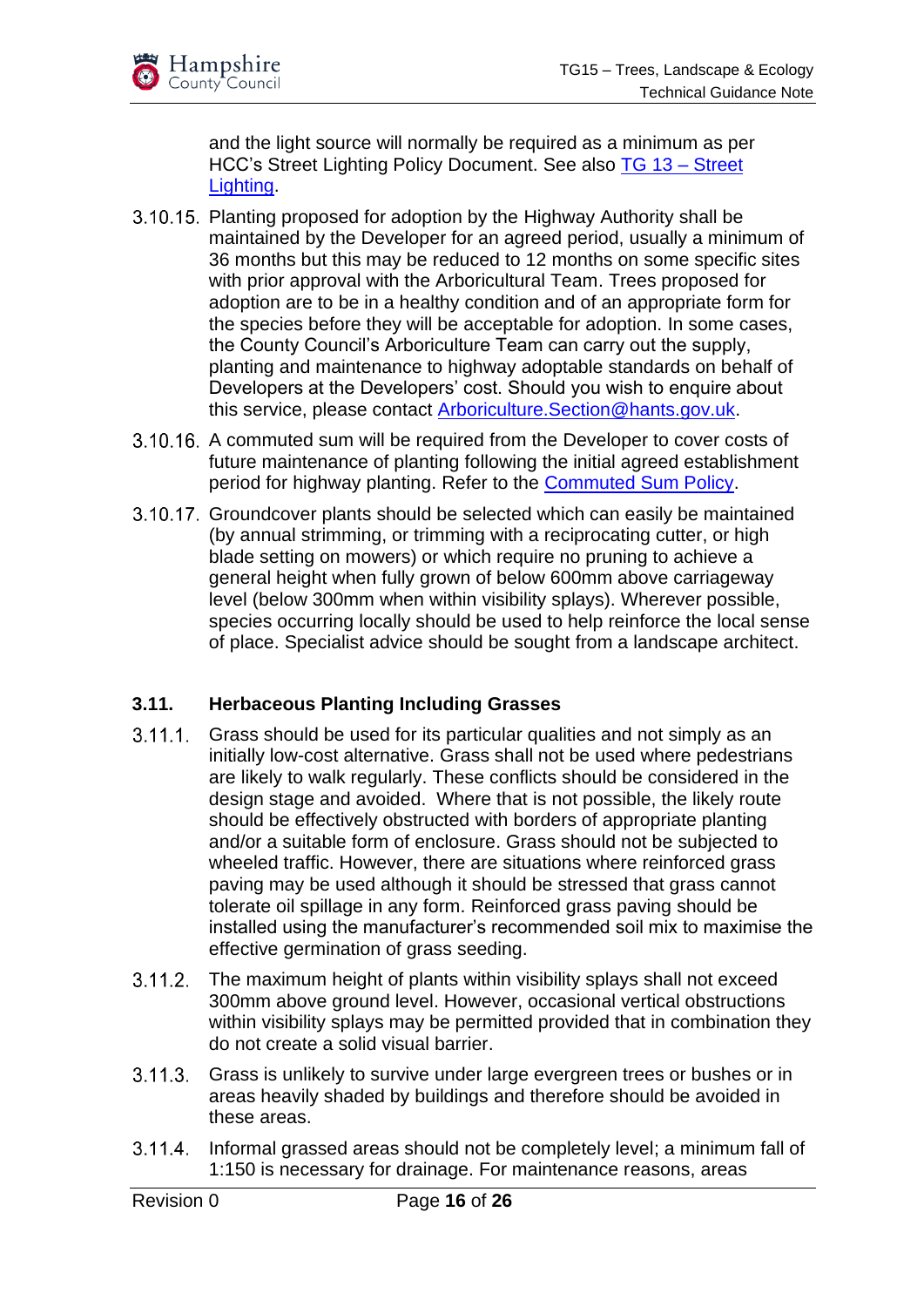and the light source will normally be required as a minimum as per HCC's Street Lighting Policy Document. See also [TG 13 – Street Lighting](TG 13 – Street Lighting).

3.10.15. Planting proposed for adoption by the Highway Authority shall be maintained by the Developer for an agreed period, usually a minimum of 36 months but this may be reduced to 12 months on some specific sites with prior approval with the Arboricultural Team. Trees proposed for adoption are to be in a healthy condition and of an appropriate form for the species before they will be acceptable for adoption. In some cases, the County Council's Arboriculture Team can carry out the supply, planting and maintenance to highway adoptable standards on behalf of Developers at the Developers' cost. Should you wish to enquire about this service, please contact Arboriculture.Section@hants.gov.uk.

3.10.16. A commuted sum will be required from the Developer to cover costs of future maintenance of planting following the initial agreed establishment period for highway planting. Refer to the Commuted Sum Policy.

3.10.17. Groundcover plants should be selected which can easily be maintained (by annual strimming, or trimming with a reciprocating cutter, or high blade setting on mowers) or which require no pruning to achieve a general height when fully grown of below 600mm above carriageway level (below 300mm when within visibility splays). Wherever possible, species occurring locally should be used to help reinforce the local sense of place. Specialist advice should be sought from a landscape architect.

## 3.11. Herbaceous Planting Including Grasses

3.11.1. Grass should be used for its particular qualities and not simply as an initially low-cost alternative. Grass shall not be used where pedestrians are likely to walk regularly. These conflicts should be considered in the design stage and avoided. Where that is not possible, the likely route should be effectively obstructed with borders of appropriate planting and/or a suitable form of enclosure. Grass should not be subjected to wheeled traffic. However, there are situations where reinforced grass paving may be used although it should be stressed that grass cannot tolerate oil spillage in any form. Reinforced grass paving should be installed using the manufacturer's recommended soil mix to maximise the effective germination of grass seeding.

3.11.2. The maximum height of plants within visibility splays shall not exceed 300mm above ground level. However, occasional vertical obstructions within visibility splays may be permitted provided that in combination they do not create a solid visual barrier.

3.11.3. Grass is unlikely to survive under large evergreen trees or bushes or in areas heavily shaded by buildings and therefore should be avoided in these areas.

3.11.4. Informal grassed areas should not be completely level; a minimum fall of 1:150 is necessary for drainage. For maintenance reasons, areas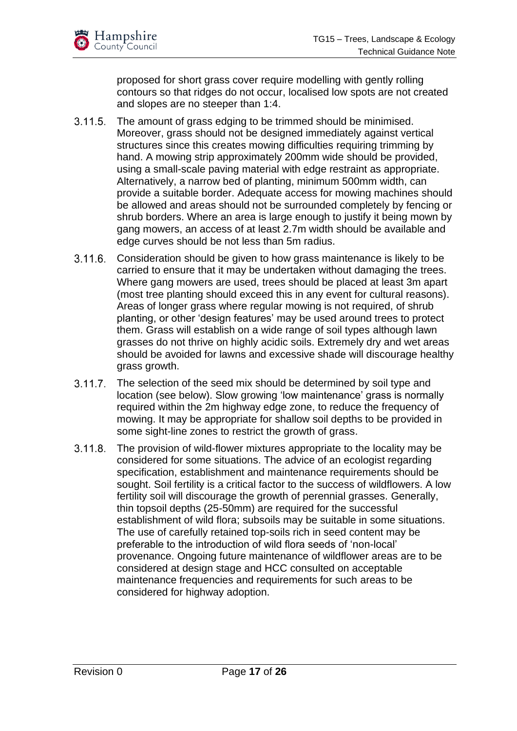proposed for short grass cover require modelling with gently rolling contours so that ridges do not occur, localised low spots are not created and slopes are no steeper than 1:4.

3.11.5. The amount of grass edging to be trimmed should be minimised. Moreover, grass should not be designed immediately against vertical structures since this creates mowing difficulties requiring trimming by hand. A mowing strip approximately 200mm wide should be provided, using a small-scale paving material with edge restraint as appropriate. Alternatively, a narrow bed of planting, minimum 500mm width, can provide a suitable border. Adequate access for mowing machines should be allowed and areas should not be surrounded completely by fencing or shrub borders. Where an area is large enough to justify it being mown by gang mowers, an access of at least 2.7m width should be available and edge curves should be not less than 5m radius.

3.11.6. Consideration should be given to how grass maintenance is likely to be carried to ensure that it may be undertaken without damaging the trees. Where gang mowers are used, trees should be placed at least 3m apart (most tree planting should exceed this in any event for cultural reasons). Areas of longer grass where regular mowing is not required, of shrub planting, or other 'design features' may be used around trees to protect them. Grass will establish on a wide range of soil types although lawn grasses do not thrive on highly acidic soils. Extremely dry and wet areas should be avoided for lawns and excessive shade will discourage healthy grass growth.

3.11.7. The selection of the seed mix should be determined by soil type and location (see below). Slow growing 'low maintenance' grass is normally required within the 2m highway edge zone, to reduce the frequency of mowing. It may be appropriate for shallow soil depths to be provided in some sight-line zones to restrict the growth of grass.

3.11.8. The provision of wild-flower mixtures appropriate to the locality may be considered for some situations. The advice of an ecologist regarding specification, establishment and maintenance requirements should be sought. Soil fertility is a critical factor to the success of wildflowers. A low fertility soil will discourage the growth of perennial grasses. Generally, thin topsoil depths (25-50mm) are required for the successful establishment of wild flora; subsoils may be suitable in some situations. The use of carefully retained top-soils rich in seed content may be preferable to the introduction of wild flora seeds of 'non-local' provenance. Ongoing future maintenance of wildflower areas are to be considered at design stage and HCC consulted on acceptable maintenance frequencies and requirements for such areas to be considered for highway adoption.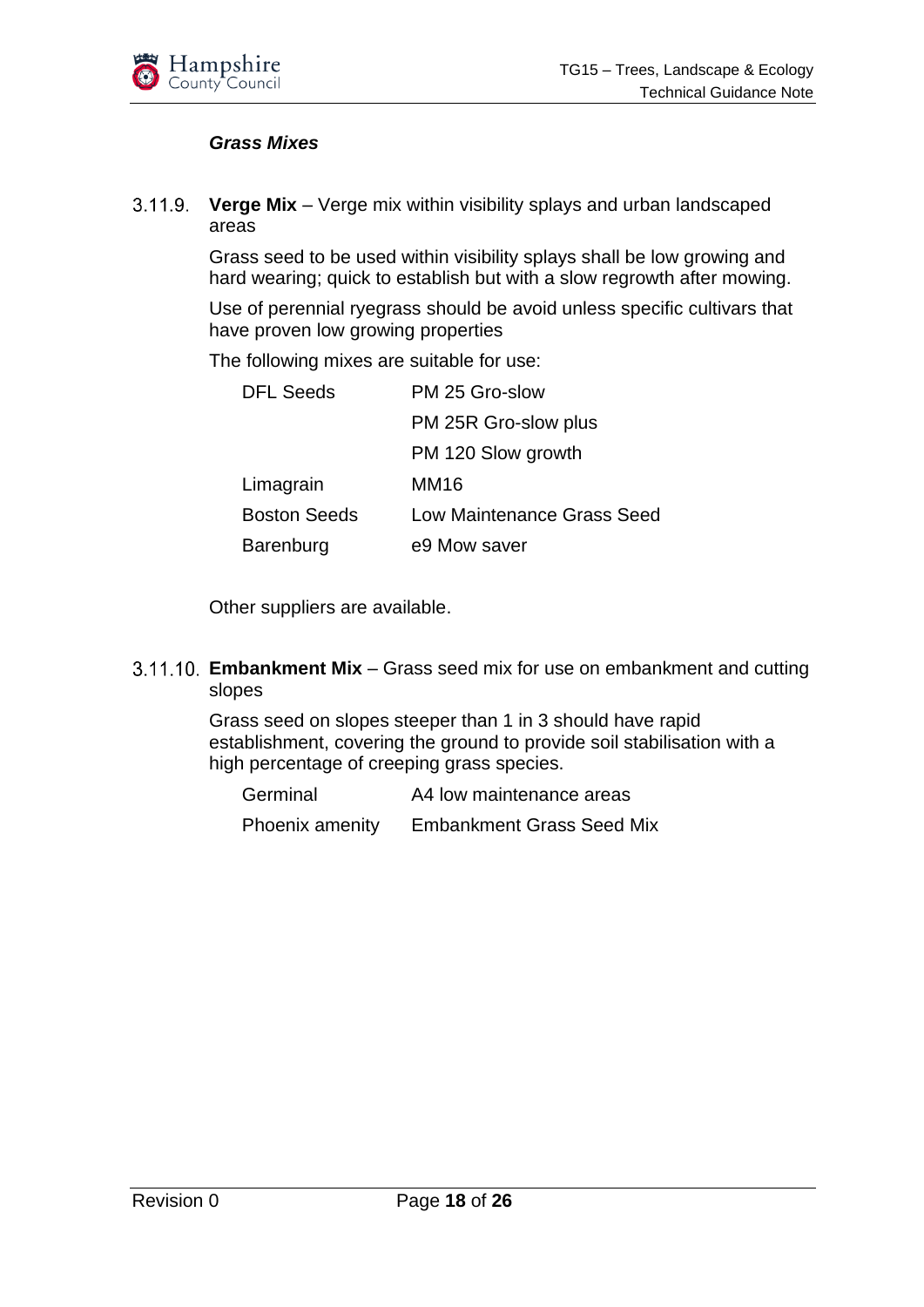***Grass Mixes***

3.11.9. **Verge Mix** – Verge mix within visibility splays and urban landscaped areas

Grass seed to be used within visibility splays shall be low growing and hard wearing; quick to establish but with a slow regrowth after mowing.

Use of perennial ryegrass should be avoid unless specific cultivars that have proven low growing properties

The following mixes are suitable for use:

| | |
|---|---|
| DFL Seeds | PM 25 Gro-slow |
| | PM 25R Gro-slow plus |
| | PM 120 Slow growth |
| Limagrain | MM16 |
| Boston Seeds | Low Maintenance Grass Seed |
| Barenburg | e9 Mow saver |

Other suppliers are available.

3.11.10. **Embankment Mix** – Grass seed mix for use on embankment and cutting slopes

Grass seed on slopes steeper than 1 in 3 should have rapid establishment, covering the ground to provide soil stabilisation with a high percentage of creeping grass species.

| | |
|---|---|
| Germinal | A4 low maintenance areas |
| Phoenix amenity | Embankment Grass Seed Mix |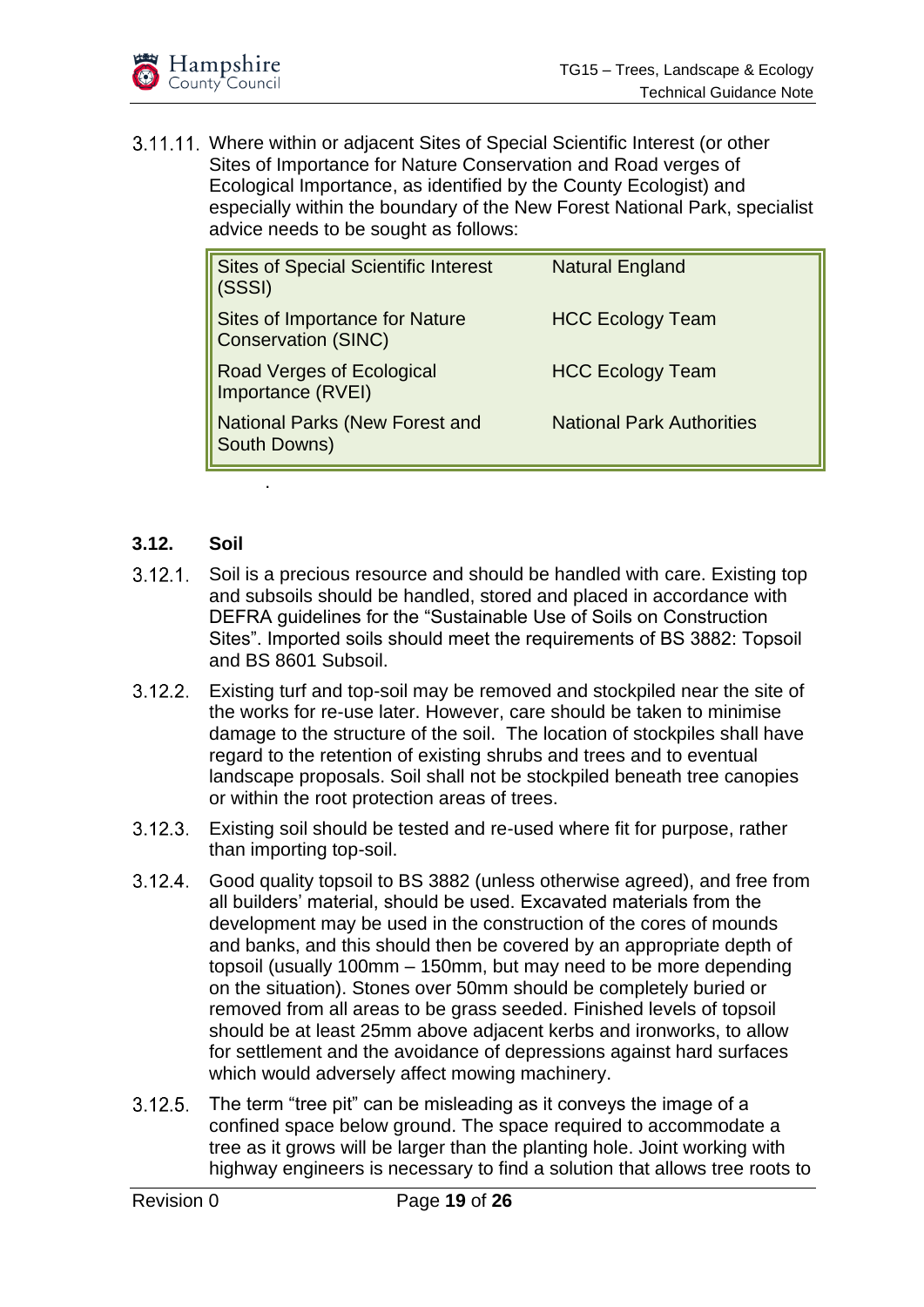3.11.11. Where within or adjacent Sites of Special Scientific Interest (or other Sites of Importance for Nature Conservation and Road verges of Ecological Importance, as identified by the County Ecologist) and especially within the boundary of the New Forest National Park, specialist advice needs to be sought as follows:

| | |
|---|---|
| Sites of Special Scientific Interest (SSSI) | Natural England |
| Sites of Importance for Nature Conservation (SINC) | HCC Ecology Team |
| Road Verges of Ecological Importance (RVEI) | HCC Ecology Team |
| National Parks (New Forest and South Downs) | National Park Authorities |

.

## 3.12. Soil

3.12.1. Soil is a precious resource and should be handled with care. Existing top and subsoils should be handled, stored and placed in accordance with DEFRA guidelines for the "Sustainable Use of Soils on Construction Sites". Imported soils should meet the requirements of BS 3882: Topsoil and BS 8601 Subsoil.

3.12.2. Existing turf and top-soil may be removed and stockpiled near the site of the works for re-use later. However, care should be taken to minimise damage to the structure of the soil. The location of stockpiles shall have regard to the retention of existing shrubs and trees and to eventual landscape proposals. Soil shall not be stockpiled beneath tree canopies or within the root protection areas of trees.

3.12.3. Existing soil should be tested and re-used where fit for purpose, rather than importing top-soil.

3.12.4. Good quality topsoil to BS 3882 (unless otherwise agreed), and free from all builders' material, should be used. Excavated materials from the development may be used in the construction of the cores of mounds and banks, and this should then be covered by an appropriate depth of topsoil (usually 100mm – 150mm, but may need to be more depending on the situation). Stones over 50mm should be completely buried or removed from all areas to be grass seeded. Finished levels of topsoil should be at least 25mm above adjacent kerbs and ironworks, to allow for settlement and the avoidance of depressions against hard surfaces which would adversely affect mowing machinery.

3.12.5. The term "tree pit" can be misleading as it conveys the image of a confined space below ground. The space required to accommodate a tree as it grows will be larger than the planting hole. Joint working with highway engineers is necessary to find a solution that allows tree roots to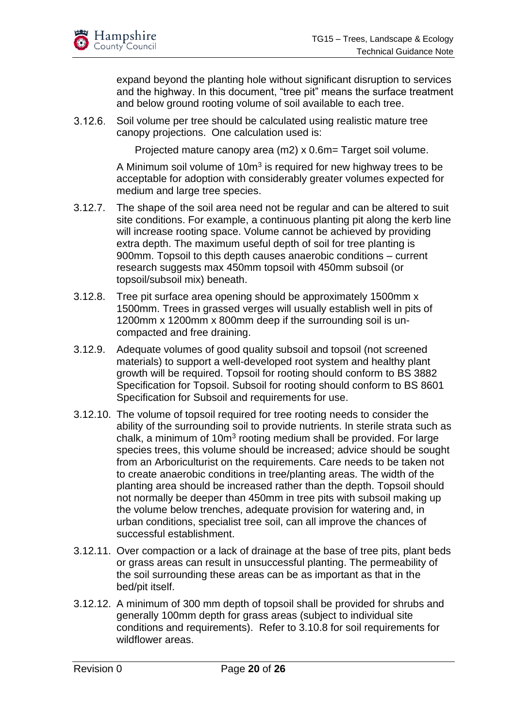expand beyond the planting hole without significant disruption to services and the highway. In this document, "tree pit" means the surface treatment and below ground rooting volume of soil available to each tree.

3.12.6. Soil volume per tree should be calculated using realistic mature tree canopy projections. One calculation used is:

Projected mature canopy area (m2) x 0.6m= Target soil volume.

A Minimum soil volume of $10m^3$ is required for new highway trees to be acceptable for adoption with considerably greater volumes expected for medium and large tree species.

3.12.7. The shape of the soil area need not be regular and can be altered to suit site conditions. For example, a continuous planting pit along the kerb line will increase rooting space. Volume cannot be achieved by providing extra depth. The maximum useful depth of soil for tree planting is 900mm. Topsoil to this depth causes anaerobic conditions – current research suggests max 450mm topsoil with 450mm subsoil (or topsoil/subsoil mix) beneath.

3.12.8. Tree pit surface area opening should be approximately 1500mm x 1500mm. Trees in grassed verges will usually establish well in pits of 1200mm x 1200mm x 800mm deep if the surrounding soil is un-compacted and free draining.

3.12.9. Adequate volumes of good quality subsoil and topsoil (not screened materials) to support a well-developed root system and healthy plant growth will be required. Topsoil for rooting should conform to BS 3882 Specification for Topsoil. Subsoil for rooting should conform to BS 8601 Specification for Subsoil and requirements for use.

3.12.10. The volume of topsoil required for tree rooting needs to consider the ability of the surrounding soil to provide nutrients. In sterile strata such as chalk, a minimum of $10m^3$ rooting medium shall be provided. For large species trees, this volume should be increased; advice should be sought from an Arboriculturist on the requirements. Care needs to be taken not to create anaerobic conditions in tree/planting areas. The width of the planting area should be increased rather than the depth. Topsoil should not normally be deeper than 450mm in tree pits with subsoil making up the volume below trenches, adequate provision for watering and, in urban conditions, specialist tree soil, can all improve the chances of successful establishment.

3.12.11. Over compaction or a lack of drainage at the base of tree pits, plant beds or grass areas can result in unsuccessful planting. The permeability of the soil surrounding these areas can be as important as that in the bed/pit itself.

3.12.12. A minimum of 300 mm depth of topsoil shall be provided for shrubs and generally 100mm depth for grass areas (subject to individual site conditions and requirements). Refer to 3.10.8 for soil requirements for wildflower areas.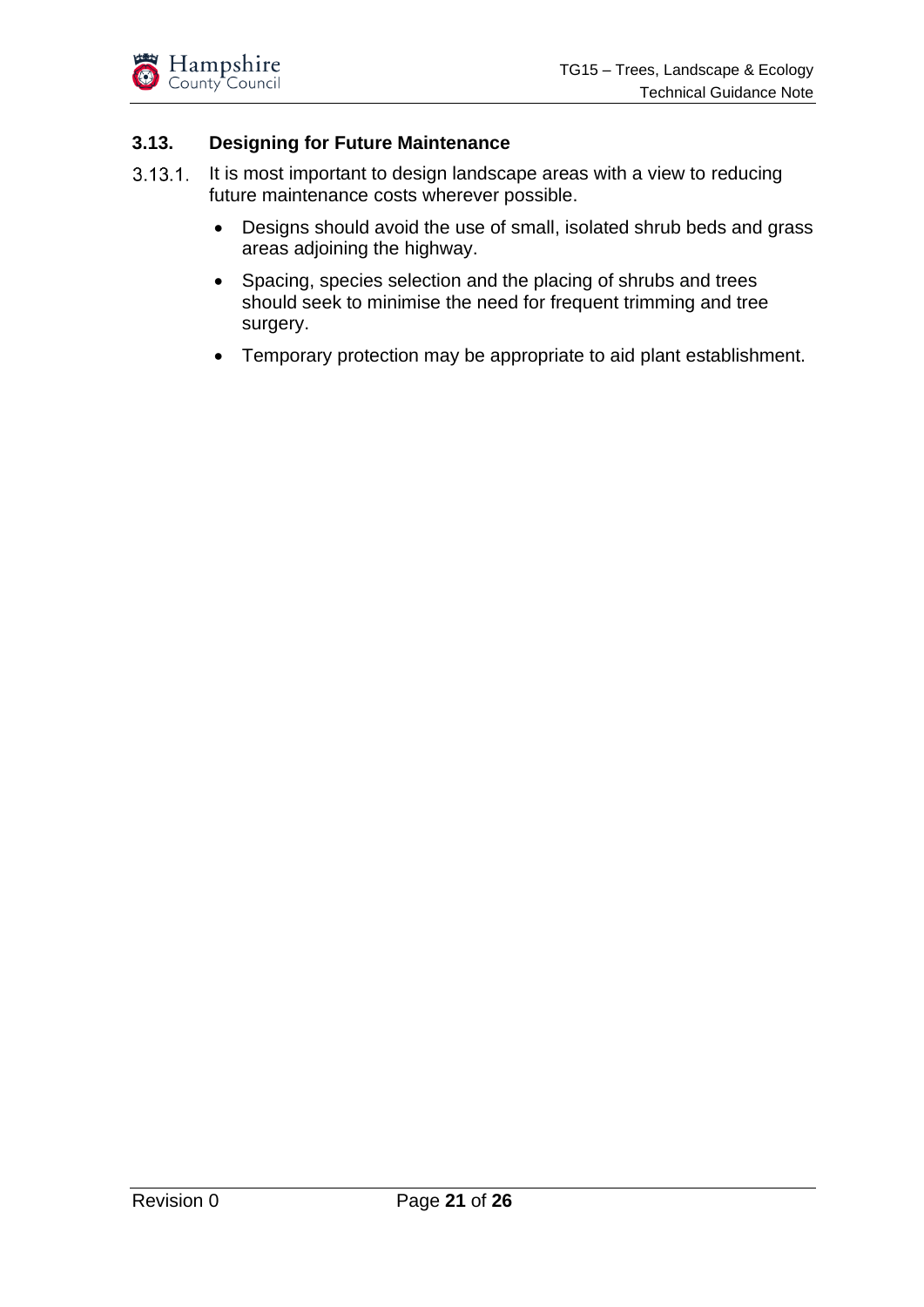### 3.13. Designing for Future Maintenance

3.13.1. It is most important to design landscape areas with a view to reducing future maintenance costs wherever possible.

- Designs should avoid the use of small, isolated shrub beds and grass areas adjoining the highway.
- Spacing, species selection and the placing of shrubs and trees should seek to minimise the need for frequent trimming and tree surgery.
- Temporary protection may be appropriate to aid plant establishment.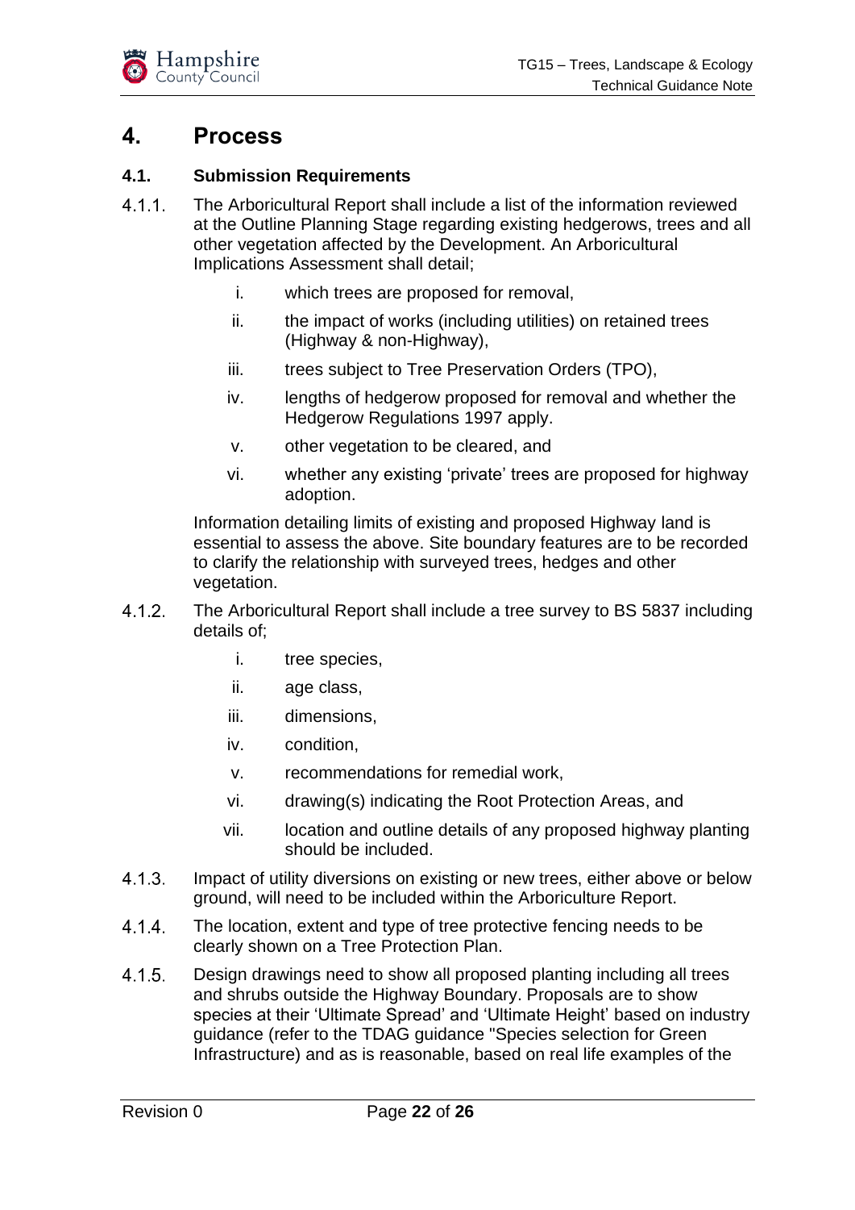# 4. Process

## 4.1. Submission Requirements

4.1.1. The Arboricultural Report shall include a list of the information reviewed at the Outline Planning Stage regarding existing hedgerows, trees and all other vegetation affected by the Development. An Arboricultural Implications Assessment shall detail;

i. which trees are proposed for removal,

ii. the impact of works (including utilities) on retained trees (Highway & non-Highway),

iii. trees subject to Tree Preservation Orders (TPO),

iv. lengths of hedgerow proposed for removal and whether the Hedgerow Regulations 1997 apply.

v. other vegetation to be cleared, and

vi. whether any existing 'private' trees are proposed for highway adoption.

Information detailing limits of existing and proposed Highway land is essential to assess the above. Site boundary features are to be recorded to clarify the relationship with surveyed trees, hedges and other vegetation.

4.1.2. The Arboricultural Report shall include a tree survey to BS 5837 including details of;

i. tree species,

ii. age class,

iii. dimensions,

iv. condition,

v. recommendations for remedial work,

vi. drawing(s) indicating the Root Protection Areas, and

vii. location and outline details of any proposed highway planting should be included.

4.1.3. Impact of utility diversions on existing or new trees, either above or below ground, will need to be included within the Arboriculture Report.

4.1.4. The location, extent and type of tree protective fencing needs to be clearly shown on a Tree Protection Plan.

4.1.5. Design drawings need to show all proposed planting including all trees and shrubs outside the Highway Boundary. Proposals are to show species at their 'Ultimate Spread' and 'Ultimate Height' based on industry guidance (refer to the TDAG guidance "Species selection for Green Infrastructure) and as is reasonable, based on real life examples of the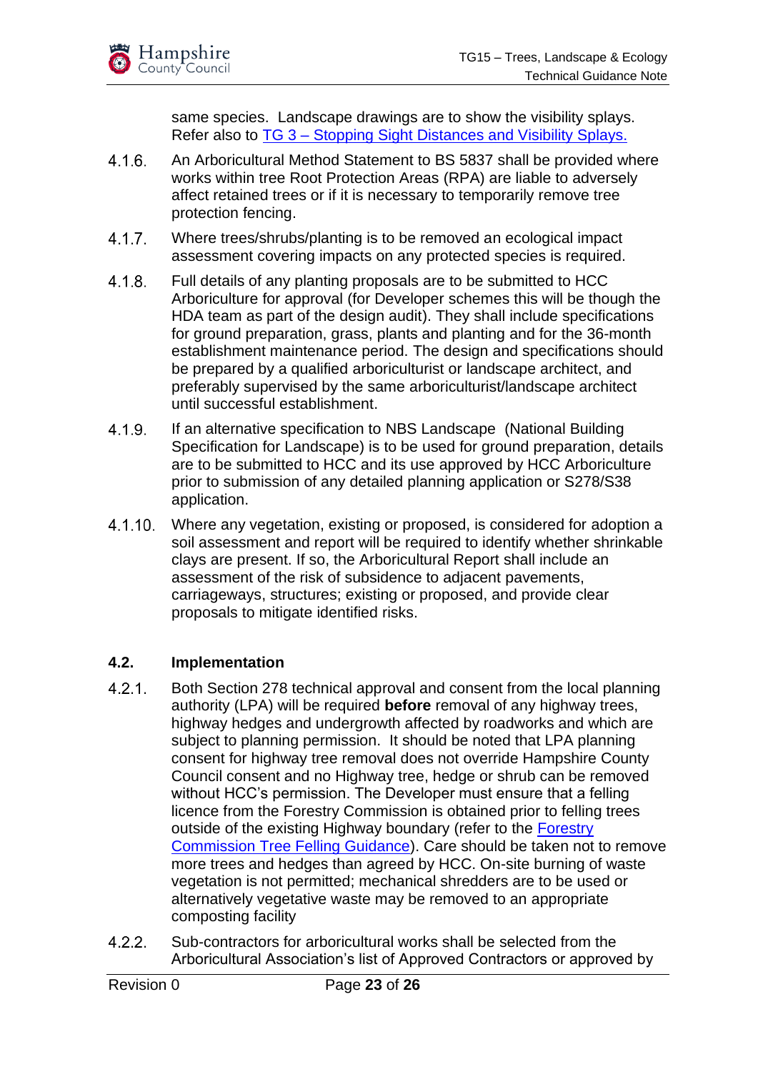same species. Landscape drawings are to show the visibility splays. Refer also to [TG 3 – Stopping Sight Distances and Visibility Splays.]()

4.1.6. An Arboricultural Method Statement to BS 5837 shall be provided where works within tree Root Protection Areas (RPA) are liable to adversely affect retained trees or if it is necessary to temporarily remove tree protection fencing.

4.1.7. Where trees/shrubs/planting is to be removed an ecological impact assessment covering impacts on any protected species is required.

4.1.8. Full details of any planting proposals are to be submitted to HCC Arboriculture for approval (for Developer schemes this will be though the HDA team as part of the design audit). They shall include specifications for ground preparation, grass, plants and planting and for the 36-month establishment maintenance period. The design and specifications should be prepared by a qualified arboriculturist or landscape architect, and preferably supervised by the same arboriculturist/landscape architect until successful establishment.

4.1.9. If an alternative specification to NBS Landscape (National Building Specification for Landscape) is to be used for ground preparation, details are to be submitted to HCC and its use approved by HCC Arboriculture prior to submission of any detailed planning application or S278/S38 application.

4.1.10. Where any vegetation, existing or proposed, is considered for adoption a soil assessment and report will be required to identify whether shrinkable clays are present. If so, the Arboricultural Report shall include an assessment of the risk of subsidence to adjacent pavements, carriageways, structures; existing or proposed, and provide clear proposals to mitigate identified risks.

## 4.2. Implementation

4.2.1. Both Section 278 technical approval and consent from the local planning authority (LPA) will be required **before** removal of any highway trees, highway hedges and undergrowth affected by roadworks and which are subject to planning permission. It should be noted that LPA planning consent for highway tree removal does not override Hampshire County Council consent and no Highway tree, hedge or shrub can be removed without HCC's permission. The Developer must ensure that a felling licence from the Forestry Commission is obtained prior to felling trees outside of the existing Highway boundary (refer to the [Forestry Commission Tree Felling Guidance]()). Care should be taken not to remove more trees and hedges than agreed by HCC. On-site burning of waste vegetation is not permitted; mechanical shredders are to be used or alternatively vegetative waste may be removed to an appropriate composting facility

4.2.2. Sub-contractors for arboricultural works shall be selected from the Arboricultural Association's list of Approved Contractors or approved by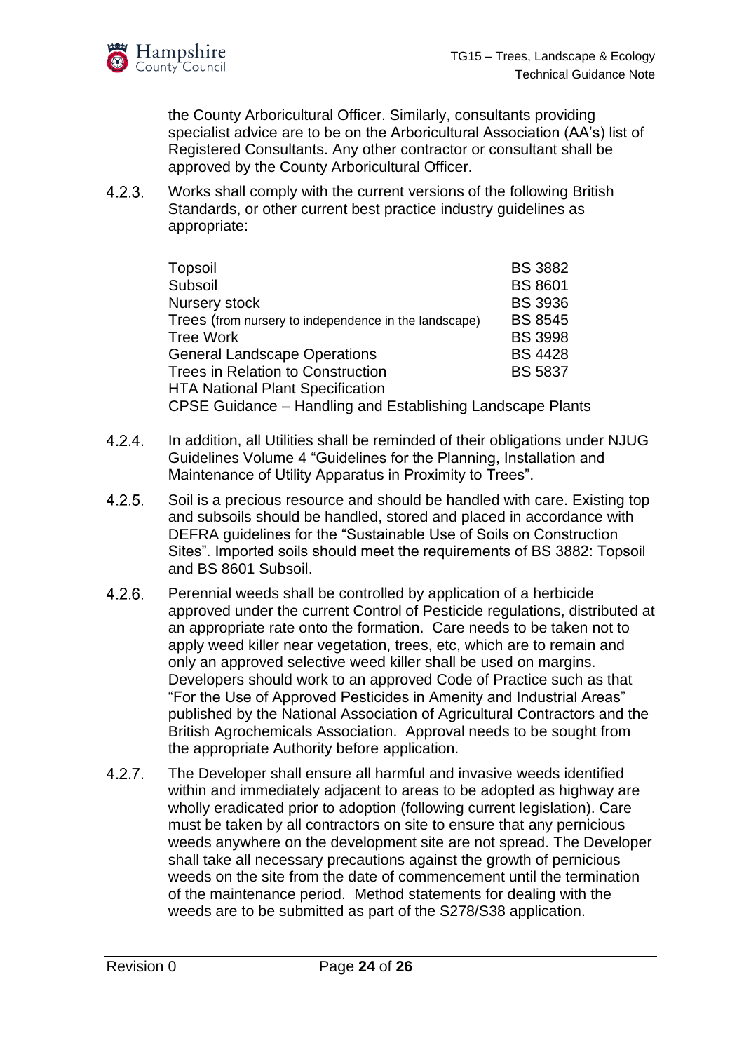the County Arboricultural Officer. Similarly, consultants providing specialist advice are to be on the Arboricultural Association (AA's) list of Registered Consultants. Any other contractor or consultant shall be approved by the County Arboricultural Officer.

4.2.3. Works shall comply with the current versions of the following British Standards, or other current best practice industry guidelines as appropriate:

| | |
|---|---|
| Topsoil | BS 3882 |
| Subsoil | BS 8601 |
| Nursery stock | BS 3936 |
| Trees (from nursery to independence in the landscape) | BS 8545 |
| Tree Work | BS 3998 |
| General Landscape Operations | BS 4428 |
| Trees in Relation to Construction | BS 5837 |
| HTA National Plant Specification | |
| CPSE Guidance – Handling and Establishing Landscape Plants | |

4.2.4. In addition, all Utilities shall be reminded of their obligations under NJUG Guidelines Volume 4 "Guidelines for the Planning, Installation and Maintenance of Utility Apparatus in Proximity to Trees".

4.2.5. Soil is a precious resource and should be handled with care. Existing top and subsoils should be handled, stored and placed in accordance with DEFRA guidelines for the "Sustainable Use of Soils on Construction Sites". Imported soils should meet the requirements of BS 3882: Topsoil and BS 8601 Subsoil.

4.2.6. Perennial weeds shall be controlled by application of a herbicide approved under the current Control of Pesticide regulations, distributed at an appropriate rate onto the formation. Care needs to be taken not to apply weed killer near vegetation, trees, etc, which are to remain and only an approved selective weed killer shall be used on margins. Developers should work to an approved Code of Practice such as that "For the Use of Approved Pesticides in Amenity and Industrial Areas" published by the National Association of Agricultural Contractors and the British Agrochemicals Association. Approval needs to be sought from the appropriate Authority before application.

4.2.7. The Developer shall ensure all harmful and invasive weeds identified within and immediately adjacent to areas to be adopted as highway are wholly eradicated prior to adoption (following current legislation). Care must be taken by all contractors on site to ensure that any pernicious weeds anywhere on the development site are not spread. The Developer shall take all necessary precautions against the growth of pernicious weeds on the site from the date of commencement until the termination of the maintenance period. Method statements for dealing with the weeds are to be submitted as part of the S278/S38 application.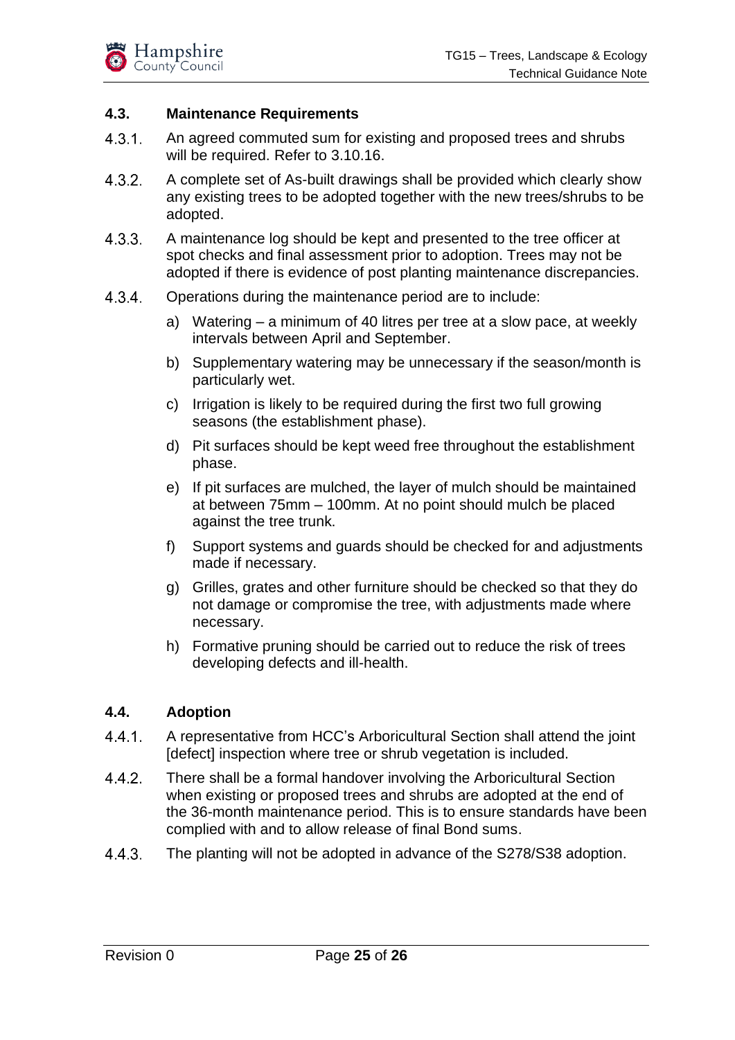### 4.3. Maintenance Requirements

4.3.1. An agreed commuted sum for existing and proposed trees and shrubs will be required. Refer to 3.10.16.

4.3.2. A complete set of As-built drawings shall be provided which clearly show any existing trees to be adopted together with the new trees/shrubs to be adopted.

4.3.3. A maintenance log should be kept and presented to the tree officer at spot checks and final assessment prior to adoption. Trees may not be adopted if there is evidence of post planting maintenance discrepancies.

4.3.4. Operations during the maintenance period are to include:

a) Watering – a minimum of 40 litres per tree at a slow pace, at weekly intervals between April and September.

b) Supplementary watering may be unnecessary if the season/month is particularly wet.

c) Irrigation is likely to be required during the first two full growing seasons (the establishment phase).

d) Pit surfaces should be kept weed free throughout the establishment phase.

e) If pit surfaces are mulched, the layer of mulch should be maintained at between 75mm – 100mm. At no point should mulch be placed against the tree trunk.

f) Support systems and guards should be checked for and adjustments made if necessary.

g) Grilles, grates and other furniture should be checked so that they do not damage or compromise the tree, with adjustments made where necessary.

h) Formative pruning should be carried out to reduce the risk of trees developing defects and ill-health.

### 4.4. Adoption

4.4.1. A representative from HCC's Arboricultural Section shall attend the joint [defect] inspection where tree or shrub vegetation is included.

4.4.2. There shall be a formal handover involving the Arboricultural Section when existing or proposed trees and shrubs are adopted at the end of the 36-month maintenance period. This is to ensure standards have been complied with and to allow release of final Bond sums.

4.4.3. The planting will not be adopted in advance of the S278/S38 adoption.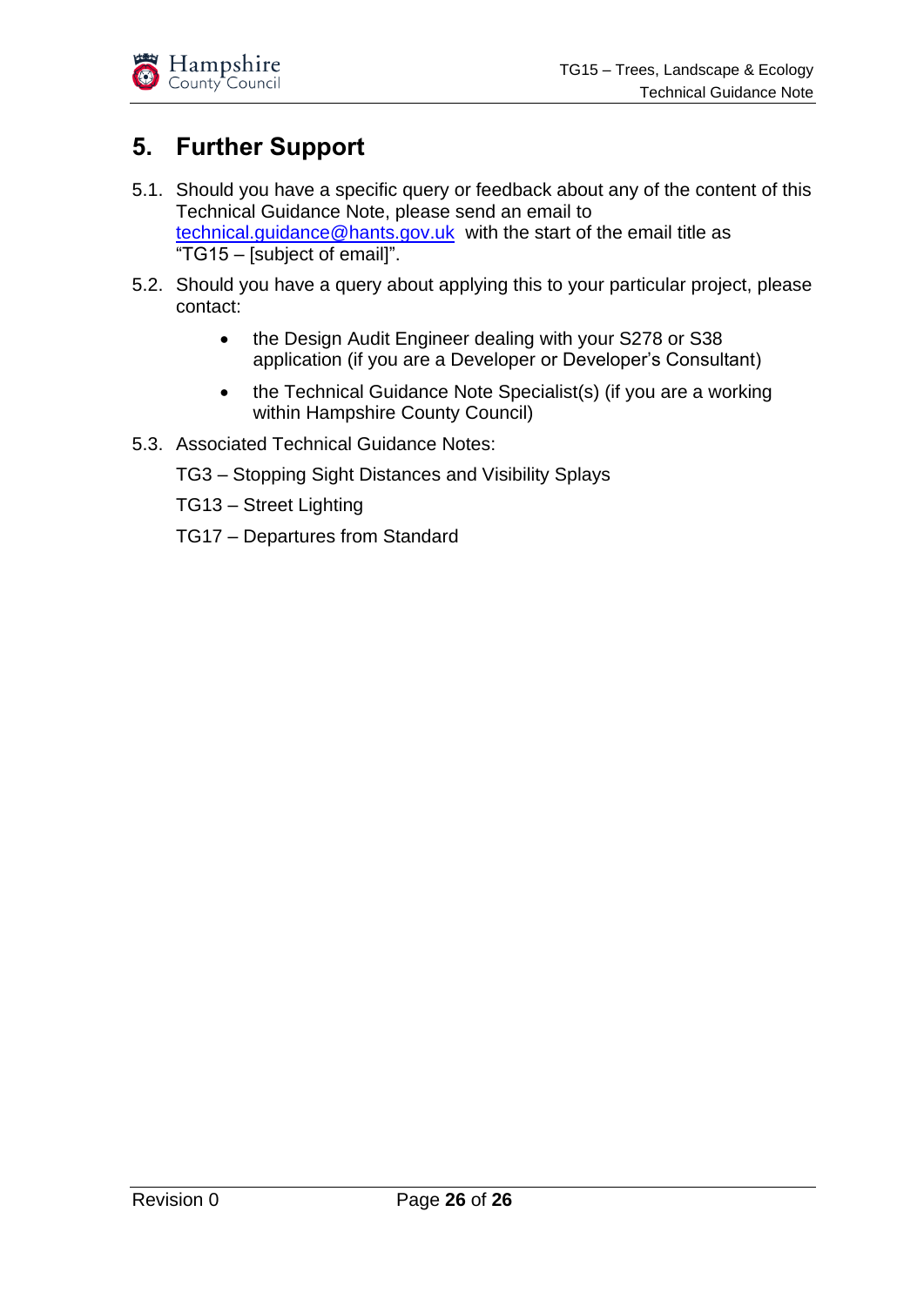## 5. Further Support

5.1. Should you have a specific query or feedback about any of the content of this Technical Guidance Note, please send an email to technical.guidance@hants.gov.uk with the start of the email title as "TG15 – [subject of email]".

5.2. Should you have a query about applying this to your particular project, please contact:

- the Design Audit Engineer dealing with your S278 or S38 application (if you are a Developer or Developer's Consultant)
- the Technical Guidance Note Specialist(s) (if you are a working within Hampshire County Council)

5.3. Associated Technical Guidance Notes:

TG3 – Stopping Sight Distances and Visibility Splays

TG13 – Street Lighting

TG17 – Departures from Standard